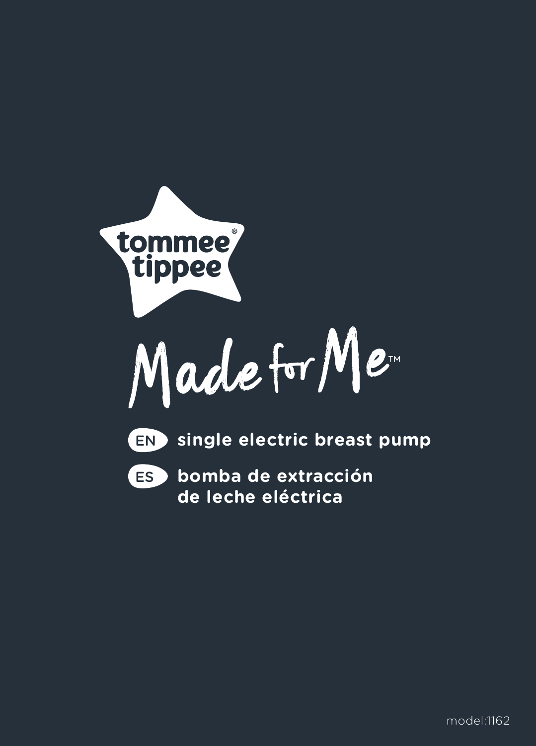tommee tippee®

# Made for Me™

**EN** **single electric breast pump**

**ES** **bomba de extracción de leche eléctrica**

model:1162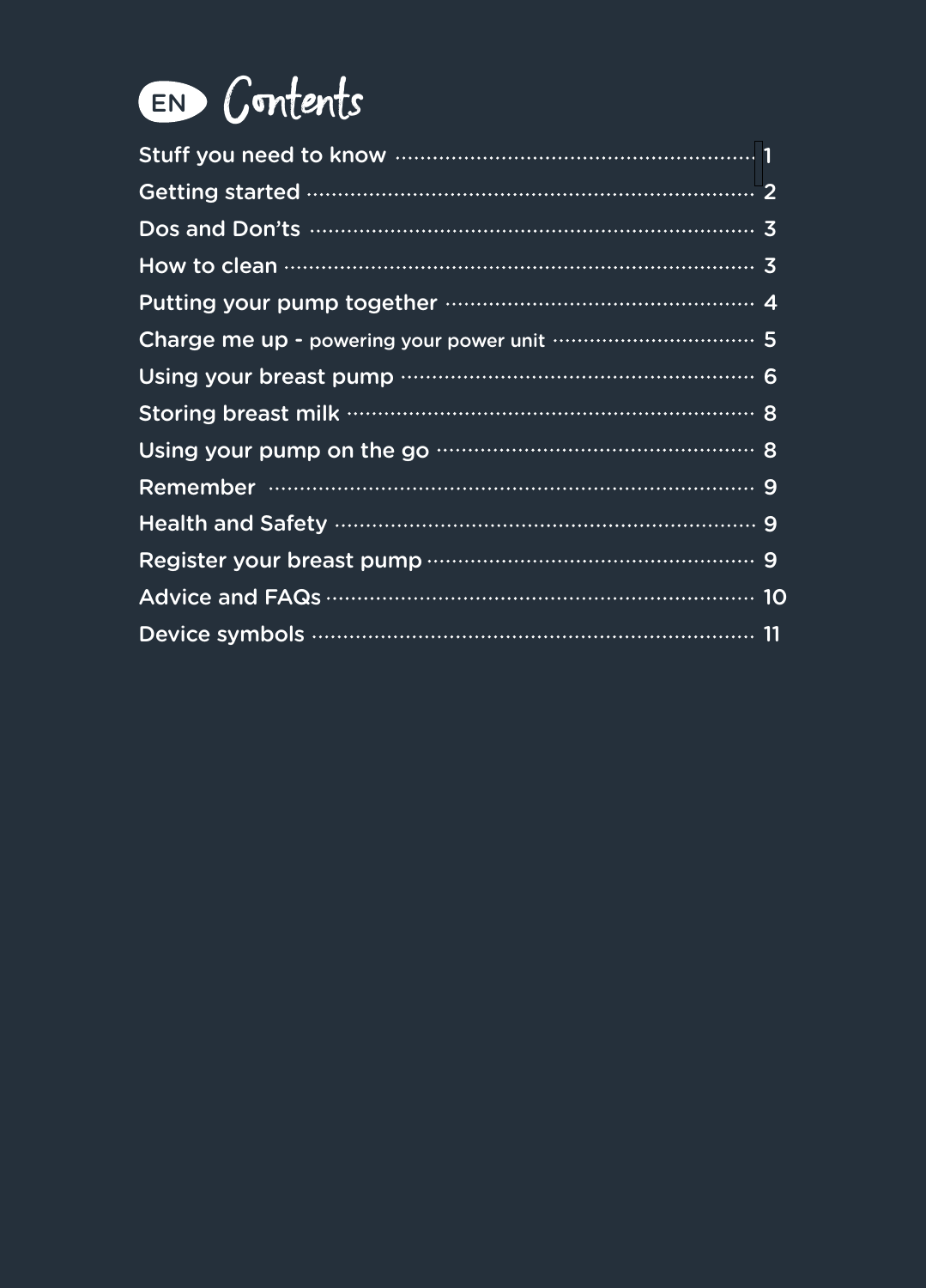# EN Contents

| | |
|---|---|
| Stuff you need to know | 1 |
| Getting started | 2 |
| Dos and Don'ts | 3 |
| How to clean | 3 |
| Putting your pump together | 4 |
| Charge me up - powering your power unit | 5 |
| Using your breast pump | 6 |
| Storing breast milk | 8 |
| Using your pump on the go | 8 |
| Remember | 9 |
| Health and Safety | 9 |
| Register your breast pump | 9 |
| Advice and FAQs | 10 |
| Device symbols | 11 |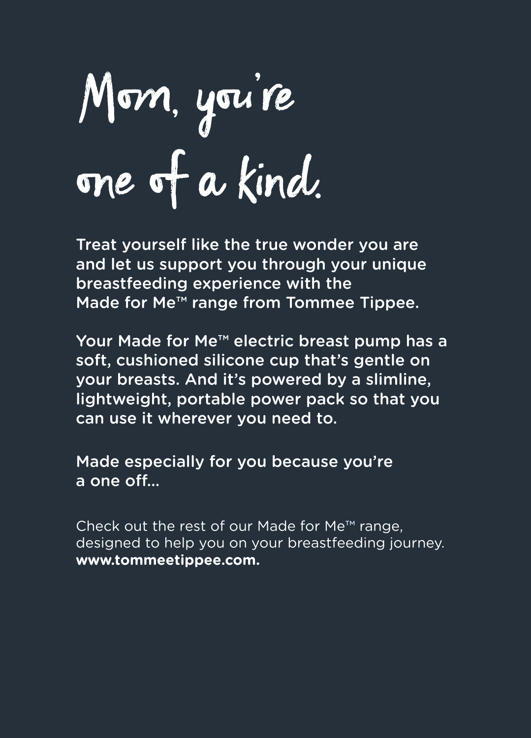# Mom, you're one of a kind.

Treat yourself like the true wonder you are and let us support you through your unique breastfeeding experience with the Made for Me™ range from Tommee Tippee.

Your Made for Me™ electric breast pump has a soft, cushioned silicone cup that's gentle on your breasts. And it's powered by a slimline, lightweight, portable power pack so that you can use it wherever you need to.

Made especially for you because you're a one off...

Check out the rest of our Made for Me™ range, designed to help you on your breastfeeding journey. **www.tommeetippee.com.**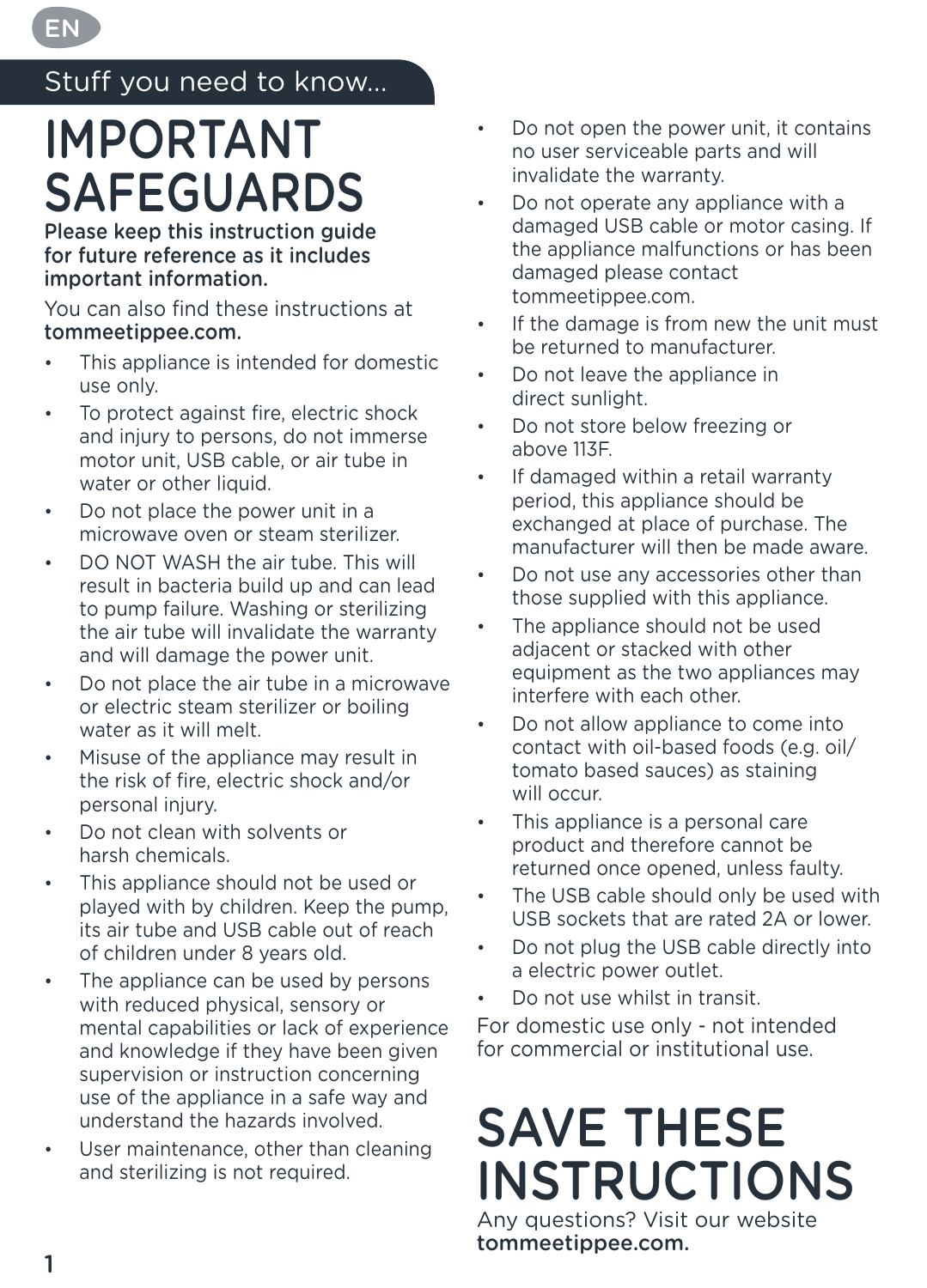EN

## Stuff you need to know...

# IMPORTANT SAFEGUARDS

**Please keep this instruction guide for future reference as it includes important information.**

You can also find these instructions at **tommeetippee.com.**

- This appliance is intended for domestic use only.
- To protect against fire, electric shock and injury to persons, do not immerse motor unit, USB cable, or air tube in water or other liquid.
- Do not place the power unit in a microwave oven or steam sterilizer.
- DO NOT WASH the air tube. This will result in bacteria build up and can lead to pump failure. Washing or sterilizing the air tube will invalidate the warranty and will damage the power unit.
- Do not place the air tube in a microwave or electric steam sterilizer or boiling water as it will melt.
- Misuse of the appliance may result in the risk of fire, electric shock and/or personal injury.
- Do not clean with solvents or harsh chemicals.
- This appliance should not be used or played with by children. Keep the pump, its air tube and USB cable out of reach of children under 8 years old.
- The appliance can be used by persons with reduced physical, sensory or mental capabilities or lack of experience and knowledge if they have been given supervision or instruction concerning use of the appliance in a safe way and understand the hazards involved.
- User maintenance, other than cleaning and sterilizing is not required.
- Do not open the power unit, it contains no user serviceable parts and will invalidate the warranty.
- Do not operate any appliance with a damaged USB cable or motor casing. If the appliance malfunctions or has been damaged please contact tommeetippee.com.
- If the damage is from new the unit must be returned to manufacturer.
- Do not leave the appliance in direct sunlight.
- Do not store below freezing or above 113F.
- If damaged within a retail warranty period, this appliance should be exchanged at place of purchase. The manufacturer will then be made aware.
- Do not use any accessories other than those supplied with this appliance.
- The appliance should not be used adjacent or stacked with other equipment as the two appliances may interfere with each other.
- Do not allow appliance to come into contact with oil-based foods (e.g. oil/ tomato based sauces) as staining will occur.
- This appliance is a personal care product and therefore cannot be returned once opened, unless faulty.
- The USB cable should only be used with USB sockets that are rated 2A or lower.
- Do not plug the USB cable directly into a electric power outlet.
- Do not use whilst in transit.

For domestic use only - not intended for commercial or institutional use.

# SAVE THESE INSTRUCTIONS

Any questions? Visit our website **tommeetippee.com.**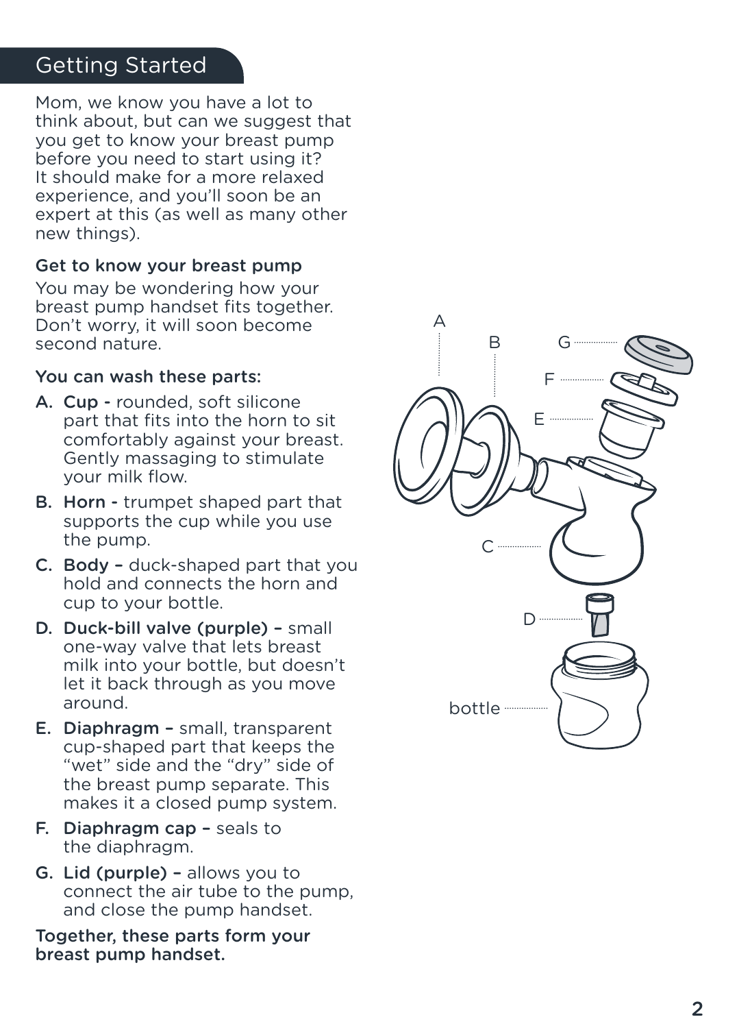## Getting Started

Mom, we know you have a lot to think about, but can we suggest that you get to know your breast pump before you need to start using it? It should make for a more relaxed experience, and you'll soon be an expert at this (as well as many other new things).

### Get to know your breast pump

You may be wondering how your breast pump handset fits together. Don't worry, it will soon become second nature.

### You can wash these parts:

A. **Cup -** rounded, soft silicone part that fits into the horn to sit comfortably against your breast. Gently massaging to stimulate your milk flow.

B. **Horn -** trumpet shaped part that supports the cup while you use the pump.

C. **Body –** duck-shaped part that you hold and connects the horn and cup to your bottle.

D. **Duck-bill valve (purple) –** small one-way valve that lets breast milk into your bottle, but doesn't let it back through as you move around.

E. **Diaphragm –** small, transparent cup-shaped part that keeps the "wet" side and the "dry" side of the breast pump separate. This makes it a closed pump system.

F. **Diaphragm cap –** seals to the diaphragm.

G. **Lid (purple) –** allows you to connect the air tube to the pump, and close the pump handset.

**Together, these parts form your breast pump handset.**

A
B
G
F
E
C
D
bottle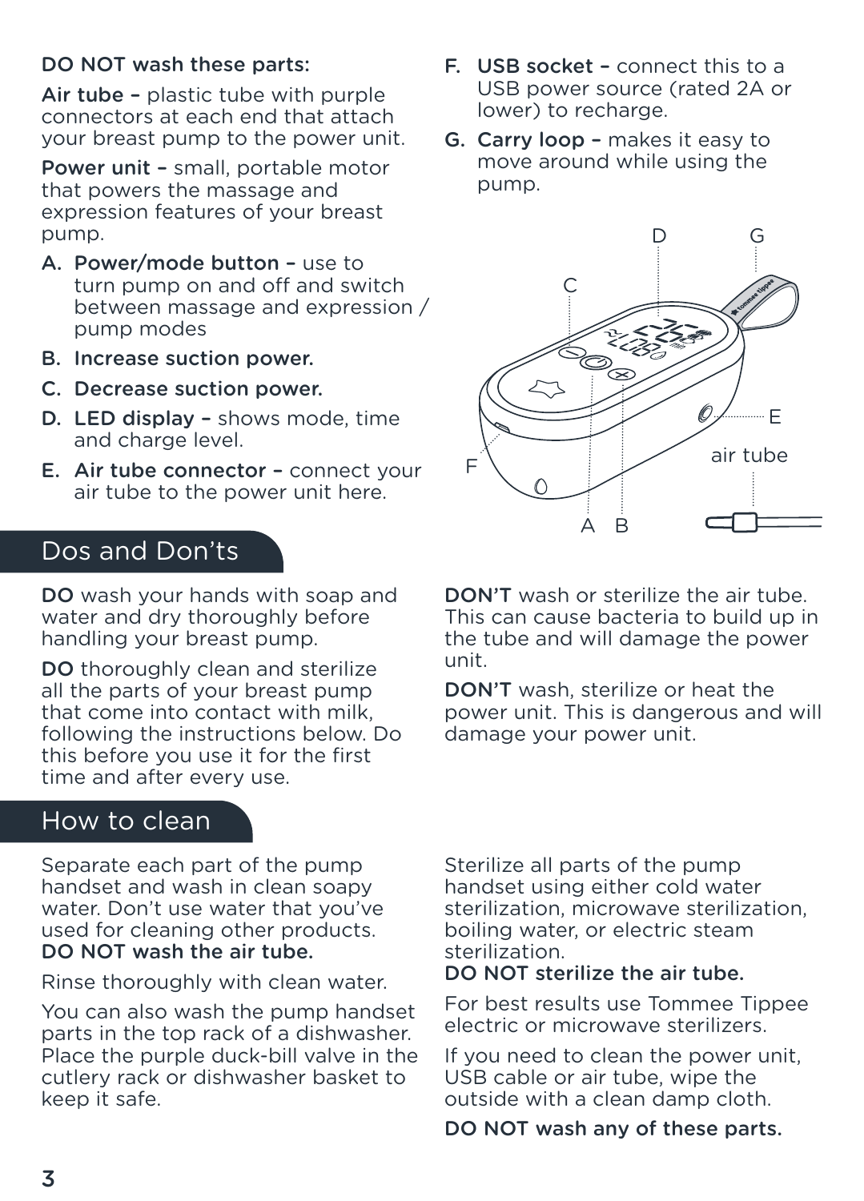**DO NOT wash these parts:**

**Air tube** – plastic tube with purple connectors at each end that attach your breast pump to the power unit.

**Power unit** – small, portable motor that powers the massage and expression features of your breast pump.

A. **Power/mode button** – use to turn pump on and off and switch between massage and expression / pump modes
B. **Increase suction power.**
C. **Decrease suction power.**
D. **LED display** – shows mode, time and charge level.
E. **Air tube connector** – connect your air tube to the power unit here.
F. **USB socket** – connect this to a USB power source (rated 2A or lower) to recharge.
G. **Carry loop** – makes it easy to move around while using the pump.

## Dos and Don'ts

**DO** wash your hands with soap and water and dry thoroughly before handling your breast pump.

**DO** thoroughly clean and sterilize all the parts of your breast pump that come into contact with milk, following the instructions below. Do this before you use it for the first time and after every use.

**DON'T** wash or sterilize the air tube. This can cause bacteria to build up in the tube and will damage the power unit.

**DON'T** wash, sterilize or heat the power unit. This is dangerous and will damage your power unit.

## How to clean

Separate each part of the pump handset and wash in clean soapy water. Don't use water that you've used for cleaning other products.
**DO NOT wash the air tube.**

Rinse thoroughly with clean water.

You can also wash the pump handset parts in the top rack of a dishwasher. Place the purple duck-bill valve in the cutlery rack or dishwasher basket to keep it safe.

Sterilize all parts of the pump handset using either cold water sterilization, microwave sterilization, boiling water, or electric steam sterilization.
**DO NOT sterilize the air tube.**

For best results use Tommee Tippee electric or microwave sterilizers.

If you need to clean the power unit, USB cable or air tube, wipe the outside with a clean damp cloth.

**DO NOT wash any of these parts.**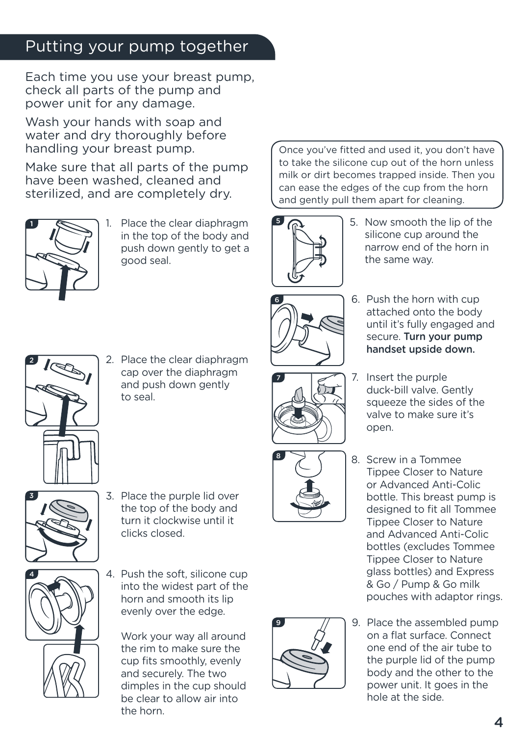## Putting your pump together

Each time you use your breast pump, check all parts of the pump and power unit for any damage.

Wash your hands with soap and water and dry thoroughly before handling your breast pump.

Make sure that all parts of the pump have been washed, cleaned and sterilized, and are completely dry.

1. Place the clear diaphragm in the top of the body and push down gently to get a good seal.

2. Place the clear diaphragm cap over the diaphragm and push down gently to seal.

3. Place the purple lid over the top of the body and turn it clockwise until it clicks closed.

4. Push the soft, silicone cup into the widest part of the horn and smooth its lip evenly over the edge.

   Work your way all around the rim to make sure the cup fits smoothly, evenly and securely. The two dimples in the cup should be clear to allow air into the horn.

> Once you've fitted and used it, you don't have to take the silicone cup out of the horn unless milk or dirt becomes trapped inside. Then you can ease the edges of the cup from the horn and gently pull them apart for cleaning.

5. Now smooth the lip of the silicone cup around the narrow end of the horn in the same way.

6. Push the horn with cup attached onto the body until it's fully engaged and secure. **Turn your pump handset upside down.**

7. Insert the purple duck-bill valve. Gently squeeze the sides of the valve to make sure it's open.

8. Screw in a Tommee Tippee Closer to Nature or Advanced Anti-Colic bottle. This breast pump is designed to fit all Tommee Tippee Closer to Nature and Advanced Anti-Colic bottles (excludes Tommee Tippee Closer to Nature glass bottles) and Express & Go / Pump & Go milk pouches with adaptor rings.

9. Place the assembled pump on a flat surface. Connect one end of the air tube to the purple lid of the pump body and the other to the power unit. It goes in the hole at the side.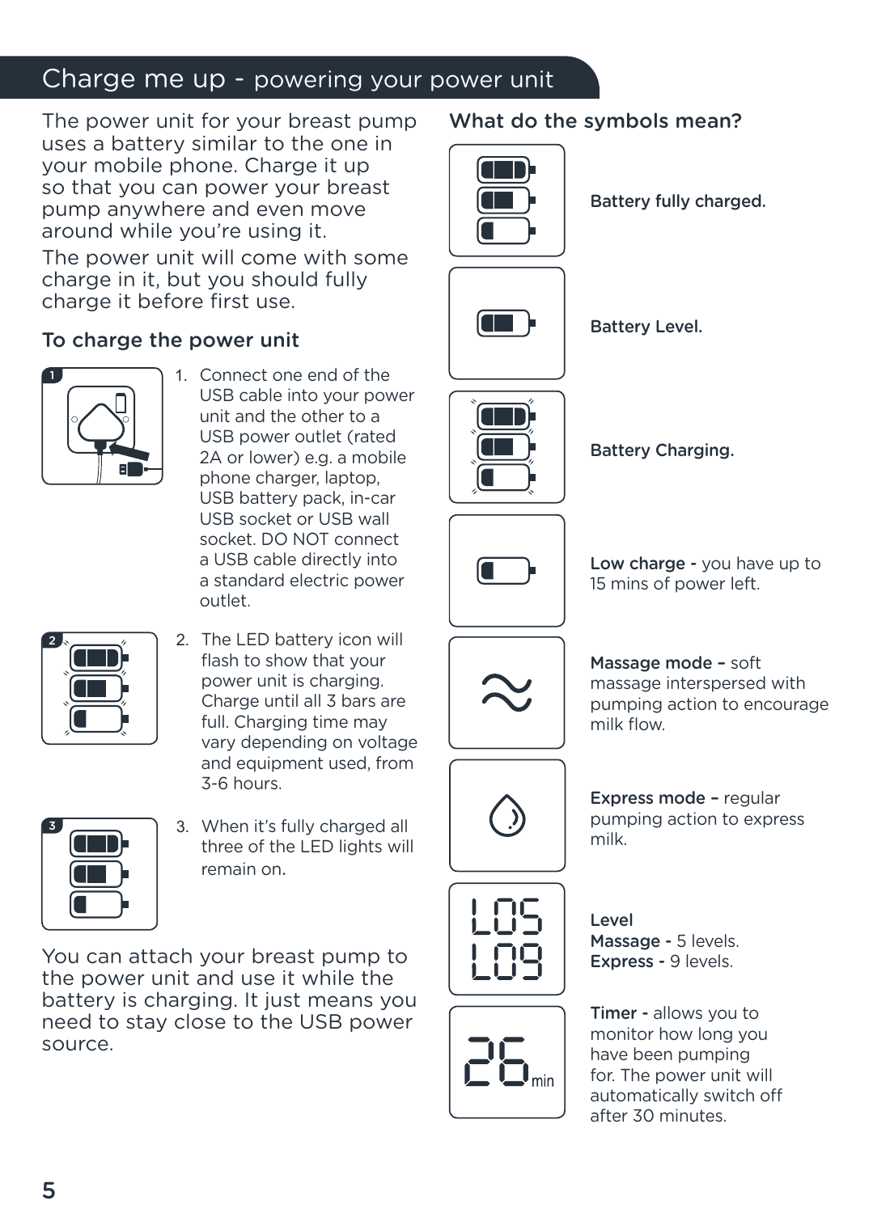# Charge me up - powering your power unit

The power unit for your breast pump uses a battery similar to the one in your mobile phone. Charge it up so that you can power your breast pump anywhere and even move around while you're using it.

The power unit will come with some charge in it, but you should fully charge it before first use.

## To charge the power unit

1. Connect one end of the USB cable into your power unit and the other to a USB power outlet (rated 2A or lower) e.g. a mobile phone charger, laptop, USB battery pack, in-car USB socket or USB wall socket. DO NOT connect a USB cable directly into a standard electric power outlet.
2. The LED battery icon will flash to show that your power unit is charging. Charge until all 3 bars are full. Charging time may vary depending on voltage and equipment used, from 3-6 hours.
3. When it's fully charged all three of the LED lights will remain on.

You can attach your breast pump to the power unit and use it while the battery is charging. It just means you need to stay close to the USB power source.

## What do the symbols mean?

Battery fully charged.

Battery Level.

Battery Charging.

**Low charge -** you have up to 15 mins of power left.

**Massage mode –** soft massage interspersed with pumping action to encourage milk flow.

**Express mode –** regular pumping action to express milk.

L05
L09

**Level**
**Massage -** 5 levels.
**Express -** 9 levels.

26 min

**Timer -** allows you to monitor how long you have been pumping for. The power unit will automatically switch off after 30 minutes.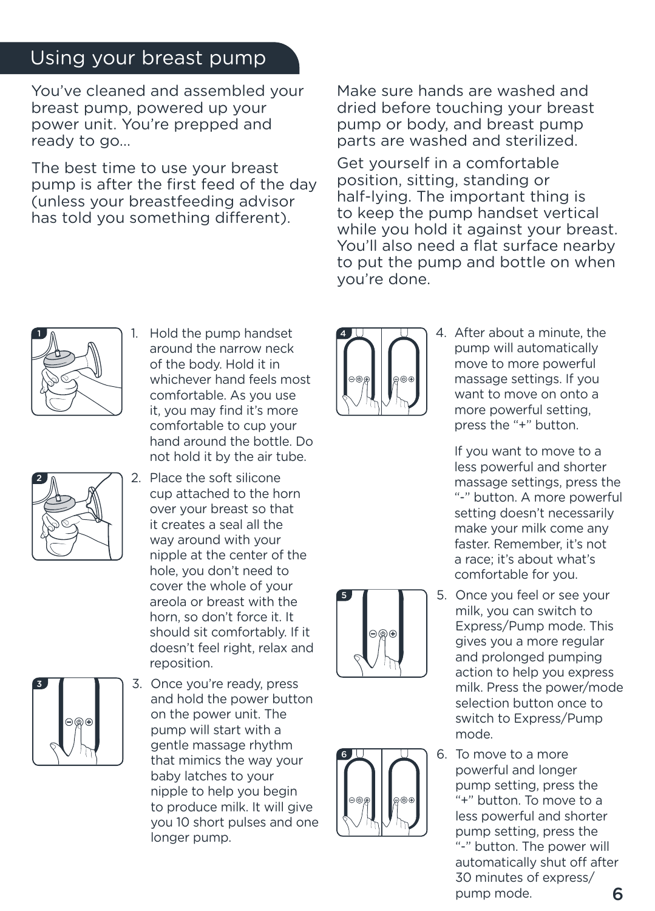## Using your breast pump

You've cleaned and assembled your breast pump, powered up your power unit. You're prepped and ready to go...

The best time to use your breast pump is after the first feed of the day (unless your breastfeeding advisor has told you something different).

Make sure hands are washed and dried before touching your breast pump or body, and breast pump parts are washed and sterilized.

Get yourself in a comfortable position, sitting, standing or half-lying. The important thing is to keep the pump handset vertical while you hold it against your breast. You'll also need a flat surface nearby to put the pump and bottle on when you're done.

1. Hold the pump handset around the narrow neck of the body. Hold it in whichever hand feels most comfortable. As you use it, you may find it's more comfortable to cup your hand around the bottle. Do not hold it by the air tube.

2. Place the soft silicone cup attached to the horn over your breast so that it creates a seal all the way around with your nipple at the center of the hole, you don't need to cover the whole of your areola or breast with the horn, so don't force it. It should sit comfortably. If it doesn't feel right, relax and reposition.

3. Once you're ready, press and hold the power button on the power unit. The pump will start with a gentle massage rhythm that mimics the way your baby latches to your nipple to help you begin to produce milk. It will give you 10 short pulses and one longer pump.

4. After about a minute, the pump will automatically move to more powerful massage settings. If you want to move on onto a more powerful setting, press the "+" button.

   If you want to move to a less powerful and shorter massage settings, press the "-" button. A more powerful setting doesn't necessarily make your milk come any faster. Remember, it's not a race; it's about what's comfortable for you.

5. Once you feel or see your milk, you can switch to Express/Pump mode. This gives you a more regular and prolonged pumping action to help you express milk. Press the power/mode selection button once to switch to Express/Pump mode.

6. To move to a more powerful and longer pump setting, press the "+" button. To move to a less powerful and shorter pump setting, press the "-" button. The power will automatically shut off after 30 minutes of express/pump mode.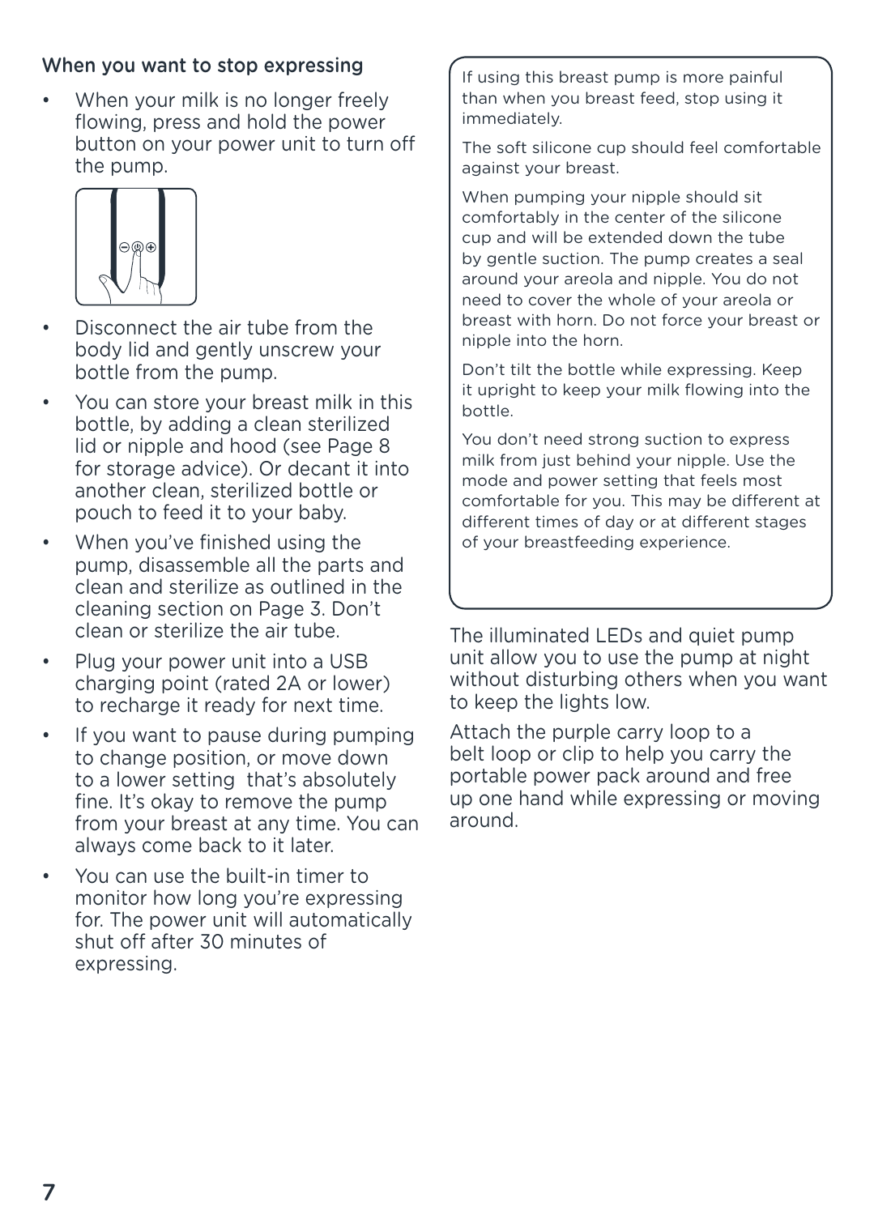### When you want to stop expressing

- When your milk is no longer freely flowing, press and hold the power button on your power unit to turn off the pump.
- Disconnect the air tube from the body lid and gently unscrew your bottle from the pump.
- You can store your breast milk in this bottle, by adding a clean sterilized lid or nipple and hood (see Page 8 for storage advice). Or decant it into another clean, sterilized bottle or pouch to feed it to your baby.
- When you've finished using the pump, disassemble all the parts and clean and sterilize as outlined in the cleaning section on Page 3. Don't clean or sterilize the air tube.
- Plug your power unit into a USB charging point (rated 2A or lower) to recharge it ready for next time.
- If you want to pause during pumping to change position, or move down to a lower setting that's absolutely fine. It's okay to remove the pump from your breast at any time. You can always come back to it later.
- You can use the built-in timer to monitor how long you're expressing for. The power unit will automatically shut off after 30 minutes of expressing.

If using this breast pump is more painful than when you breast feed, stop using it immediately.

The soft silicone cup should feel comfortable against your breast.

When pumping your nipple should sit comfortably in the center of the silicone cup and will be extended down the tube by gentle suction. The pump creates a seal around your areola and nipple. You do not need to cover the whole of your areola or breast with horn. Do not force your breast or nipple into the horn.

Don't tilt the bottle while expressing. Keep it upright to keep your milk flowing into the bottle.

You don't need strong suction to express milk from just behind your nipple. Use the mode and power setting that feels most comfortable for you. This may be different at different times of day or at different stages of your breastfeeding experience.

The illuminated LEDs and quiet pump unit allow you to use the pump at night without disturbing others when you want to keep the lights low.

Attach the purple carry loop to a belt loop or clip to help you carry the portable power pack around and free up one hand while expressing or moving around.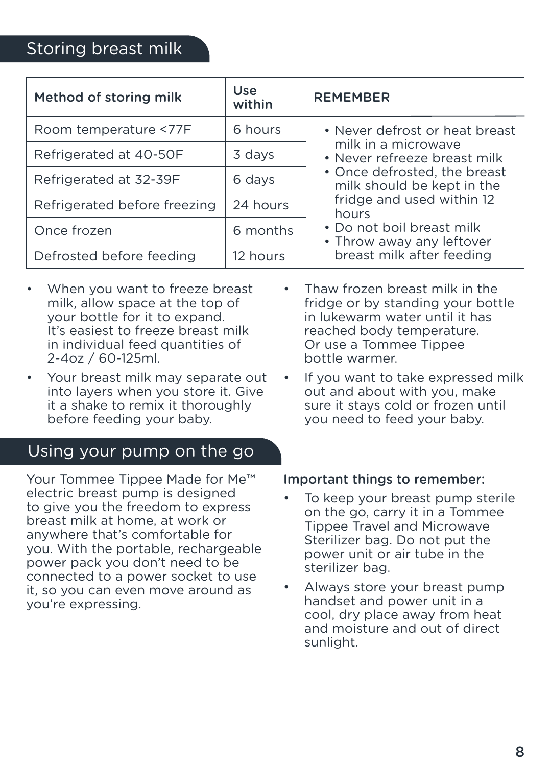## Storing breast milk

| Method of storing milk | Use within | REMEMBER |
|---|---|---|
| Room temperature <77F | 6 hours | • Never defrost or heat breast milk in a microwave<br>• Never refreeze breast milk<br>• Once defrosted, the breast milk should be kept in the fridge and used within 12 hours<br>• Do not boil breast milk<br>• Throw away any leftover breast milk after feeding |
| Refrigerated at 40-50F | 3 days | |
| Refrigerated at 32-39F | 6 days | |
| Refrigerated before freezing | 24 hours | |
| Once frozen | 6 months | |
| Defrosted before feeding | 12 hours | |

- When you want to freeze breast milk, allow space at the top of your bottle for it to expand. It's easiest to freeze breast milk in individual feed quantities of 2-4oz / 60-125ml.
- Your breast milk may separate out into layers when you store it. Give it a shake to remix it thoroughly before feeding your baby.
- Thaw frozen breast milk in the fridge or by standing your bottle in lukewarm water until it has reached body temperature. Or use a Tommee Tippee bottle warmer.
- If you want to take expressed milk out and about with you, make sure it stays cold or frozen until you need to feed your baby.

## Using your pump on the go

Your Tommee Tippee Made for Me™ electric breast pump is designed to give you the freedom to express breast milk at home, at work or anywhere that's comfortable for you. With the portable, rechargeable power pack you don't need to be connected to a power socket to use it, so you can even move around as you're expressing.

Important things to remember:

- To keep your breast pump sterile on the go, carry it in a Tommee Tippee Travel and Microwave Sterilizer bag. Do not put the power unit or air tube in the sterilizer bag.
- Always store your breast pump handset and power unit in a cool, dry place away from heat and moisture and out of direct sunlight.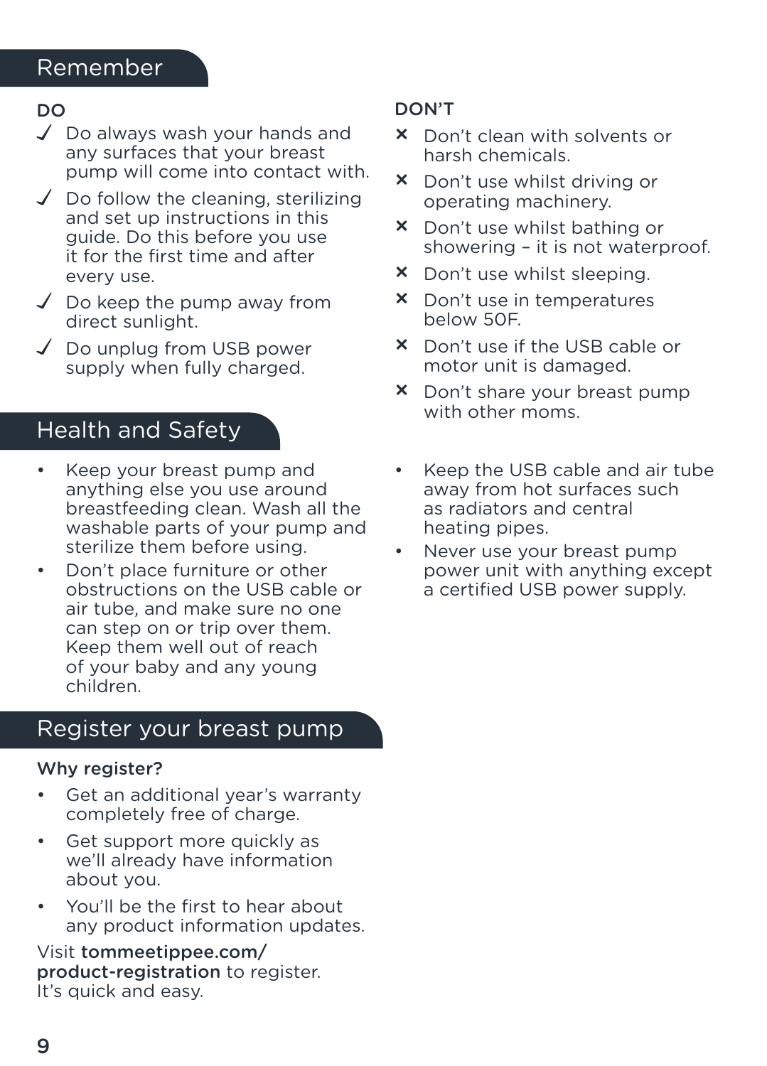## Remember

**DO**

- ✓ Do always wash your hands and any surfaces that your breast pump will come into contact with.
- ✓ Do follow the cleaning, sterilizing and set up instructions in this guide. Do this before you use it for the first time and after every use.
- ✓ Do keep the pump away from direct sunlight.
- ✓ Do unplug from USB power supply when fully charged.

**DON'T**

- ✗ Don't clean with solvents or harsh chemicals.
- ✗ Don't use whilst driving or operating machinery.
- ✗ Don't use whilst bathing or showering – it is not waterproof.
- ✗ Don't use whilst sleeping.
- ✗ Don't use in temperatures below 50F.
- ✗ Don't use if the USB cable or motor unit is damaged.
- ✗ Don't share your breast pump with other moms.

## Health and Safety

- Keep your breast pump and anything else you use around breastfeeding clean. Wash all the washable parts of your pump and sterilize them before using.
- Don't place furniture or other obstructions on the USB cable or air tube, and make sure no one can step on or trip over them. Keep them well out of reach of your baby and any young children.
- Keep the USB cable and air tube away from hot surfaces such as radiators and central heating pipes.
- Never use your breast pump power unit with anything except a certified USB power supply.

## Register your breast pump

**Why register?**

- Get an additional year's warranty completely free of charge.
- Get support more quickly as we'll already have information about you.
- You'll be the first to hear about any product information updates.

Visit **tommeetippee.com/product-registration** to register. It's quick and easy.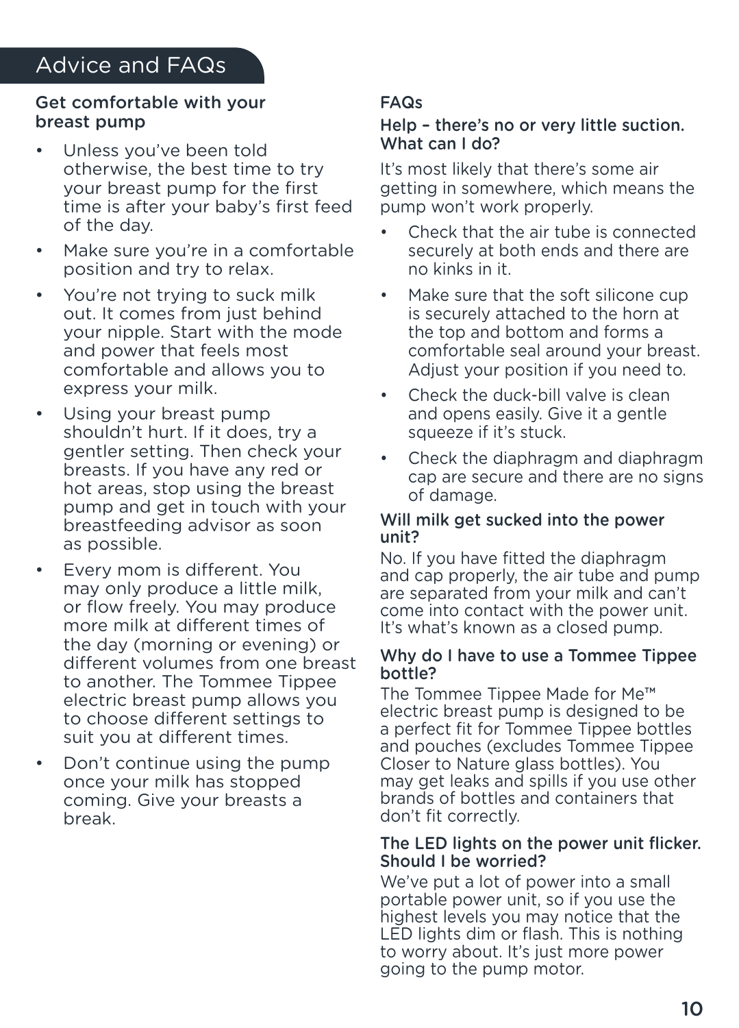# Advice and FAQs

## Get comfortable with your breast pump

- Unless you've been told otherwise, the best time to try your breast pump for the first time is after your baby's first feed of the day.
- Make sure you're in a comfortable position and try to relax.
- You're not trying to suck milk out. It comes from just behind your nipple. Start with the mode and power that feels most comfortable and allows you to express your milk.
- Using your breast pump shouldn't hurt. If it does, try a gentler setting. Then check your breasts. If you have any red or hot areas, stop using the breast pump and get in touch with your breastfeeding advisor as soon as possible.
- Every mom is different. You may only produce a little milk, or flow freely. You may produce more milk at different times of the day (morning or evening) or different volumes from one breast to another. The Tommee Tippee electric breast pump allows you to choose different settings to suit you at different times.
- Don't continue using the pump once your milk has stopped coming. Give your breasts a break.

## FAQs

### Help – there's no or very little suction. What can I do?

It's most likely that there's some air getting in somewhere, which means the pump won't work properly.

- Check that the air tube is connected securely at both ends and there are no kinks in it.
- Make sure that the soft silicone cup is securely attached to the horn at the top and bottom and forms a comfortable seal around your breast. Adjust your position if you need to.
- Check the duck-bill valve is clean and opens easily. Give it a gentle squeeze if it's stuck.
- Check the diaphragm and diaphragm cap are secure and there are no signs of damage.

### Will milk get sucked into the power unit?

No. If you have fitted the diaphragm and cap properly, the air tube and pump are separated from your milk and can't come into contact with the power unit. It's what's known as a closed pump.

### Why do I have to use a Tommee Tippee bottle?

The Tommee Tippee Made for Me™ electric breast pump is designed to be a perfect fit for Tommee Tippee bottles and pouches (excludes Tommee Tippee Closer to Nature glass bottles). You may get leaks and spills if you use other brands of bottles and containers that don't fit correctly.

### The LED lights on the power unit flicker. Should I be worried?

We've put a lot of power into a small portable power unit, so if you use the highest levels you may notice that the LED lights dim or flash. This is nothing to worry about. It's just more power going to the pump motor.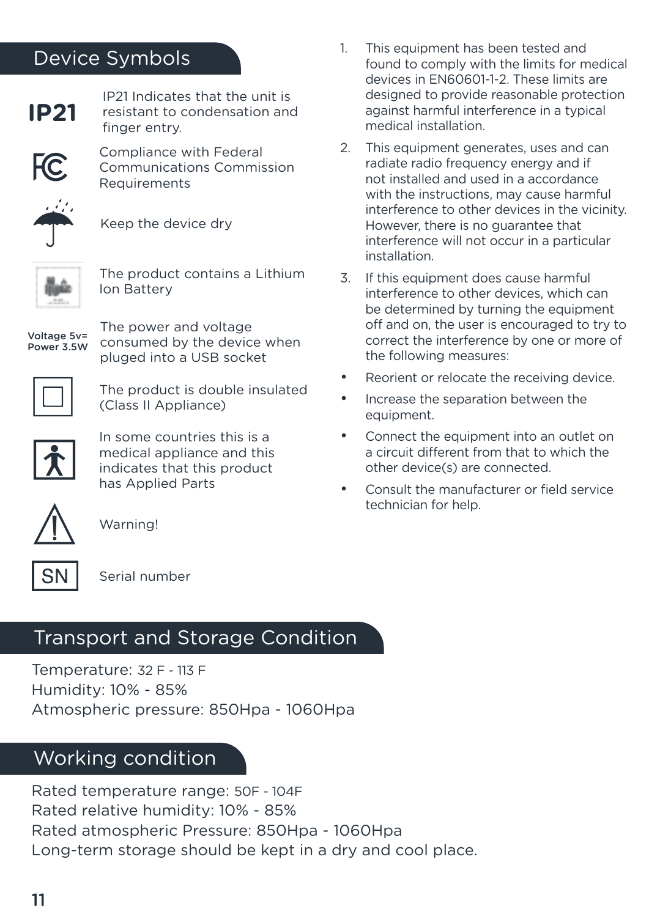## Device Symbols

| Symbol | Description |
| --- | --- |
| IP21 | IP21 Indicates that the unit is resistant to condensation and finger entry. |
| FC | Compliance with Federal Communications Commission Requirements |
| | Keep the device dry |
| | The product contains a Lithium Ion Battery |
| Voltage 5v= Power 3.5W | The power and voltage consumed by the device when pluged into a USB socket |
| | The product is double insulated (Class II Appliance) |
| | In some countries this is a medical appliance and this indicates that this product has Applied Parts |
| | Warning! |
| SN | Serial number |

1. This equipment has been tested and found to comply with the limits for medical devices in EN60601-1-2. These limits are designed to provide reasonable protection against harmful interference in a typical medical installation.
2. This equipment generates, uses and can radiate radio frequency energy and if not installed and used in a accordance with the instructions, may cause harmful interference to other devices in the vicinity. However, there is no guarantee that interference will not occur in a particular installation.
3. If this equipment does cause harmful interference to other devices, which can be determined by turning the equipment off and on, the user is encouraged to try to correct the interference by one or more of the following measures:

- Reorient or relocate the receiving device.
- Increase the separation between the equipment.
- Connect the equipment into an outlet on a circuit different from that to which the other device(s) are connected.
- Consult the manufacturer or field service technician for help.

## Transport and Storage Condition

Temperature: 32 F - 113 F
Humidity: 10% - 85%
Atmospheric pressure: 850Hpa - 1060Hpa

## Working condition

Rated temperature range: 50F - 104F
Rated relative humidity: 10% - 85%
Rated atmospheric Pressure: 850Hpa - 1060Hpa
Long-term storage should be kept in a dry and cool place.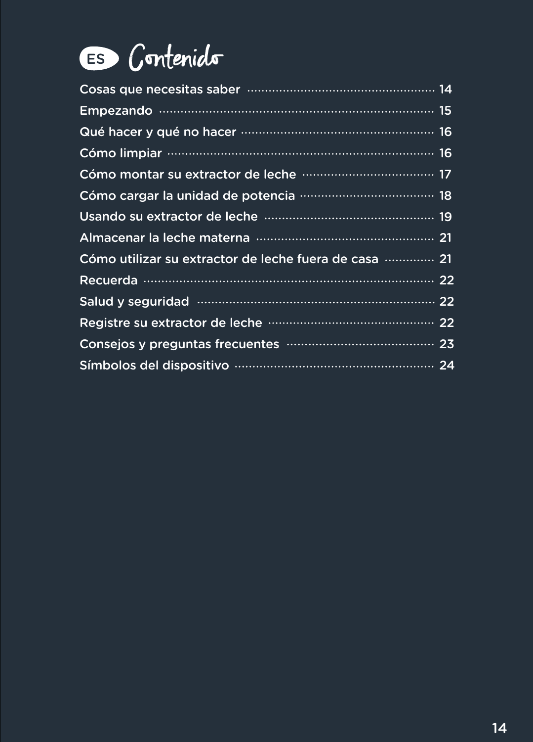# ES Contenido

| | |
|---|---|
| Cosas que necesitas saber | 14 |
| Empezando | 15 |
| Qué hacer y qué no hacer | 16 |
| Cómo limpiar | 16 |
| Cómo montar su extractor de leche | 17 |
| Cómo cargar la unidad de potencia | 18 |
| Usando su extractor de leche | 19 |
| Almacenar la leche materna | 21 |
| Cómo utilizar su extractor de leche fuera de casa | 21 |
| Recuerda | 22 |
| Salud y seguridad | 22 |
| Registre su extractor de leche | 22 |
| Consejos y preguntas frecuentes | 23 |
| Símbolos del dispositivo | 24 |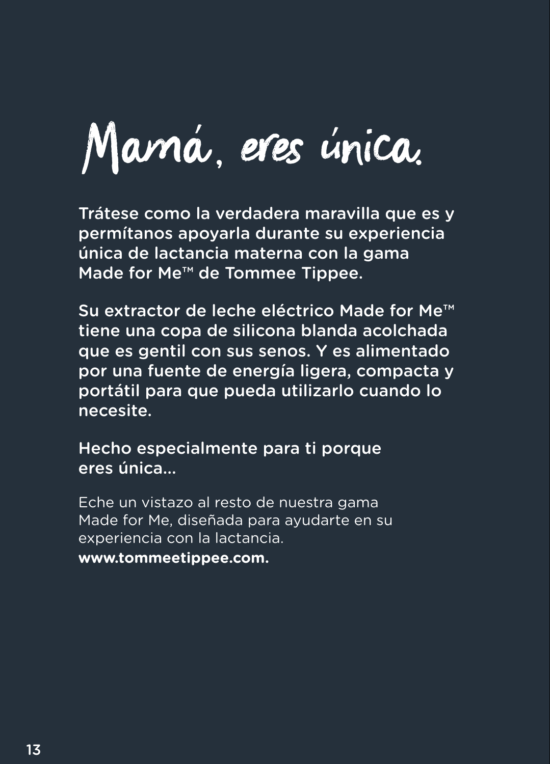# Mamá, eres única.

Trátese como la verdadera maravilla que es y permítanos apoyarla durante su experiencia única de lactancia materna con la gama Made for Me™ de Tommee Tippee.

Su extractor de leche eléctrico Made for Me™ tiene una copa de silicona blanda acolchada que es gentil con sus senos. Y es alimentado por una fuente de energía ligera, compacta y portátil para que pueda utilizarlo cuando lo necesite.

Hecho especialmente para ti porque eres única...

Eche un vistazo al resto de nuestra gama Made for Me, diseñada para ayudarte en su experiencia con la lactancia.
**www.tommeetippee.com.**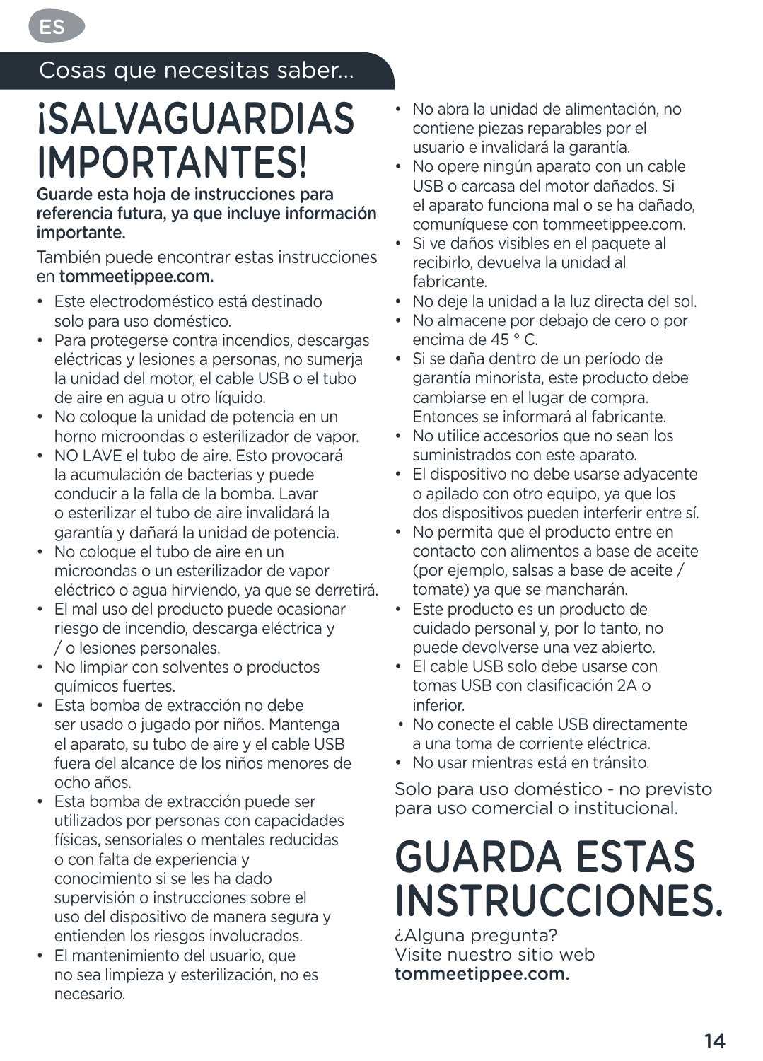ES

## Cosas que necesitas saber...

# ¡SALVAGUARDIAS IMPORTANTES!

**Guarde esta hoja de instrucciones para referencia futura, ya que incluye información importante.**

También puede encontrar estas instrucciones en **tommeetippee.com.**

- Este electrodoméstico está destinado solo para uso doméstico.
- Para protegerse contra incendios, descargas eléctricas y lesiones a personas, no sumerja la unidad del motor, el cable USB o el tubo de aire en agua u otro líquido.
- No coloque la unidad de potencia en un horno microondas o esterilizador de vapor.
- NO LAVE el tubo de aire. Esto provocará la acumulación de bacterias y puede conducir a la falla de la bomba. Lavar o esterilizar el tubo de aire invalidará la garantía y dañará la unidad de potencia.
- No coloque el tubo de aire en un microondas o un esterilizador de vapor eléctrico o agua hirviendo, ya que se derretirá.
- El mal uso del producto puede ocasionar riesgo de incendio, descarga eléctrica y / o lesiones personales.
- No limpiar con solventes o productos químicos fuertes.
- Esta bomba de extracción no debe ser usado o jugado por niños. Mantenga el aparato, su tubo de aire y el cable USB fuera del alcance de los niños menores de ocho años.
- Esta bomba de extracción puede ser utilizados por personas con capacidades físicas, sensoriales o mentales reducidas o con falta de experiencia y conocimiento si se les ha dado supervisión o instrucciones sobre el uso del dispositivo de manera segura y entienden los riesgos involucrados.
- El mantenimiento del usuario, que no sea limpieza y esterilización, no es necesario.
- No abra la unidad de alimentación, no contiene piezas reparables por el usuario e invalidará la garantía.
- No opere ningún aparato con un cable USB o carcasa del motor dañados. Si el aparato funciona mal o se ha dañado, comuníquese con tommeetippee.com.
- Si ve daños visibles en el paquete al recibirlo, devuelva la unidad al fabricante.
- No deje la unidad a la luz directa del sol.
- No almacene por debajo de cero o por encima de 45 ° C.
- Si se daña dentro de un período de garantía minorista, este producto debe cambiarse en el lugar de compra. Entonces se informará al fabricante.
- No utilice accesorios que no sean los suministrados con este aparato.
- El dispositivo no debe usarse adyacente o apilado con otro equipo, ya que los dos dispositivos pueden interferir entre sí.
- No permita que el producto entre en contacto con alimentos a base de aceite (por ejemplo, salsas a base de aceite / tomate) ya que se mancharán.
- Este producto es un producto de cuidado personal y, por lo tanto, no puede devolverse una vez abierto.
- El cable USB solo debe usarse con tomas USB con clasificación 2A o inferior.
- No conecte el cable USB directamente a una toma de corriente eléctrica.
- No usar mientras está en tránsito.

Solo para uso doméstico - no previsto para uso comercial o institucional.

# GUARDA ESTAS INSTRUCCIONES.

¿Alguna pregunta?
Visite nuestro sitio web
**tommeetippee.com.**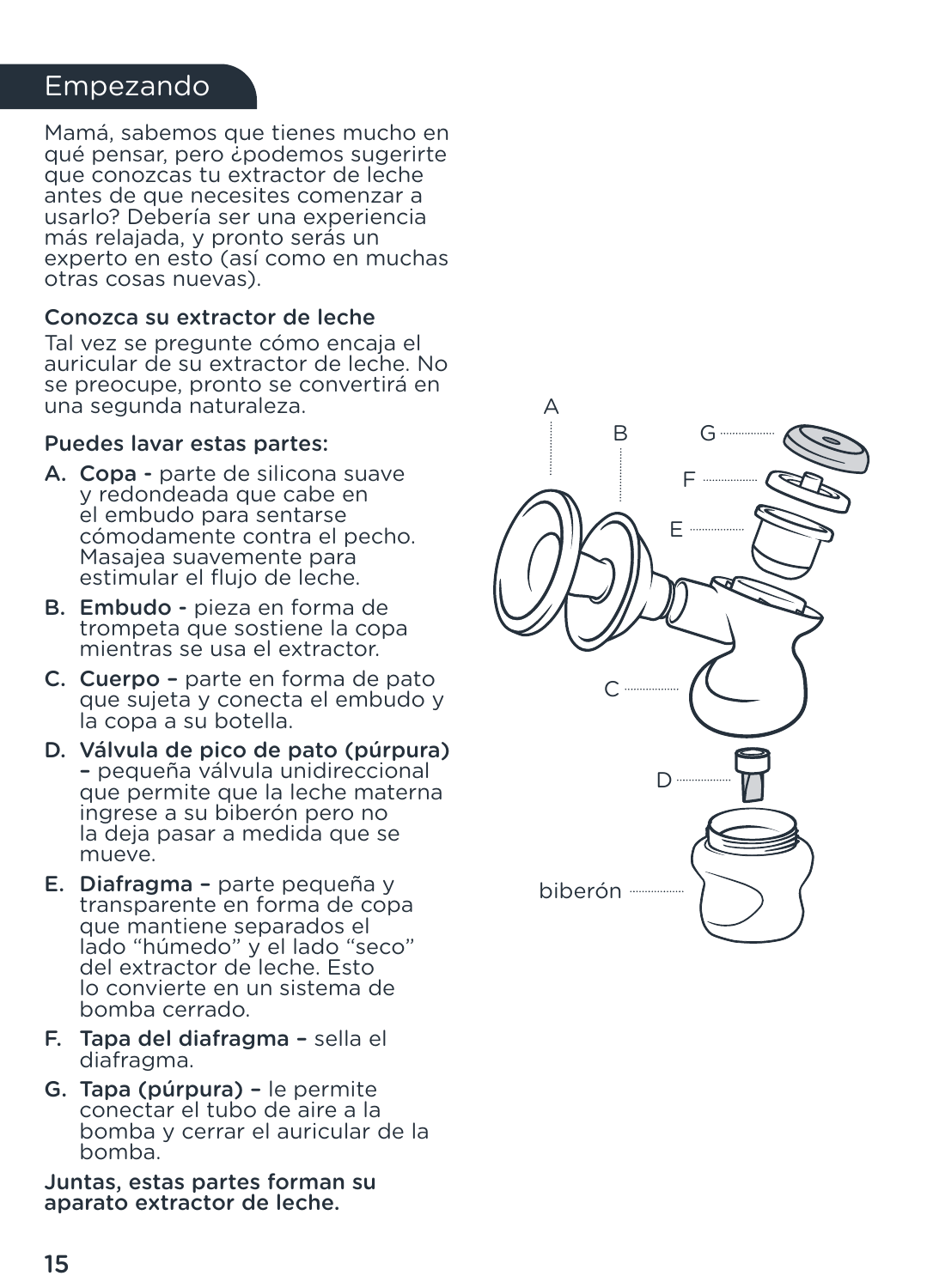## Empezando

Mamá, sabemos que tienes mucho en qué pensar, pero ¿podemos sugerirte que conozcas tu extractor de leche antes de que necesites comenzar a usarlo? Debería ser una experiencia más relajada, y pronto serás un experto en esto (así como en muchas otras cosas nuevas).

### Conozca su extractor de leche

Tal vez se pregunte cómo encaja el auricular de su extractor de leche. No se preocupe, pronto se convertirá en una segunda naturaleza.

### Puedes lavar estas partes:

A. **Copa -** parte de silicona suave y redondeada que cabe en el embudo para sentarse cómodamente contra el pecho. Masajea suavemente para estimular el flujo de leche.

B. **Embudo -** pieza en forma de trompeta que sostiene la copa mientras se usa el extractor.

C. **Cuerpo –** parte en forma de pato que sujeta y conecta el embudo y la copa a su botella.

D. **Válvula de pico de pato (púrpura) –** pequeña válvula unidireccional que permite que la leche materna ingrese a su biberón pero no la deja pasar a medida que se mueve.

E. **Diafragma –** parte pequeña y transparente en forma de copa que mantiene separados el lado "húmedo" y el lado "seco" del extractor de leche. Esto lo convierte en un sistema de bomba cerrado.

F. **Tapa del diafragma –** sella el diafragma.

G. **Tapa (púrpura) –** le permite conectar el tubo de aire a la bomba y cerrar el auricular de la bomba.

**Juntas, estas partes forman su aparato extractor de leche.**

A

B

G

F

E

C

D

biberón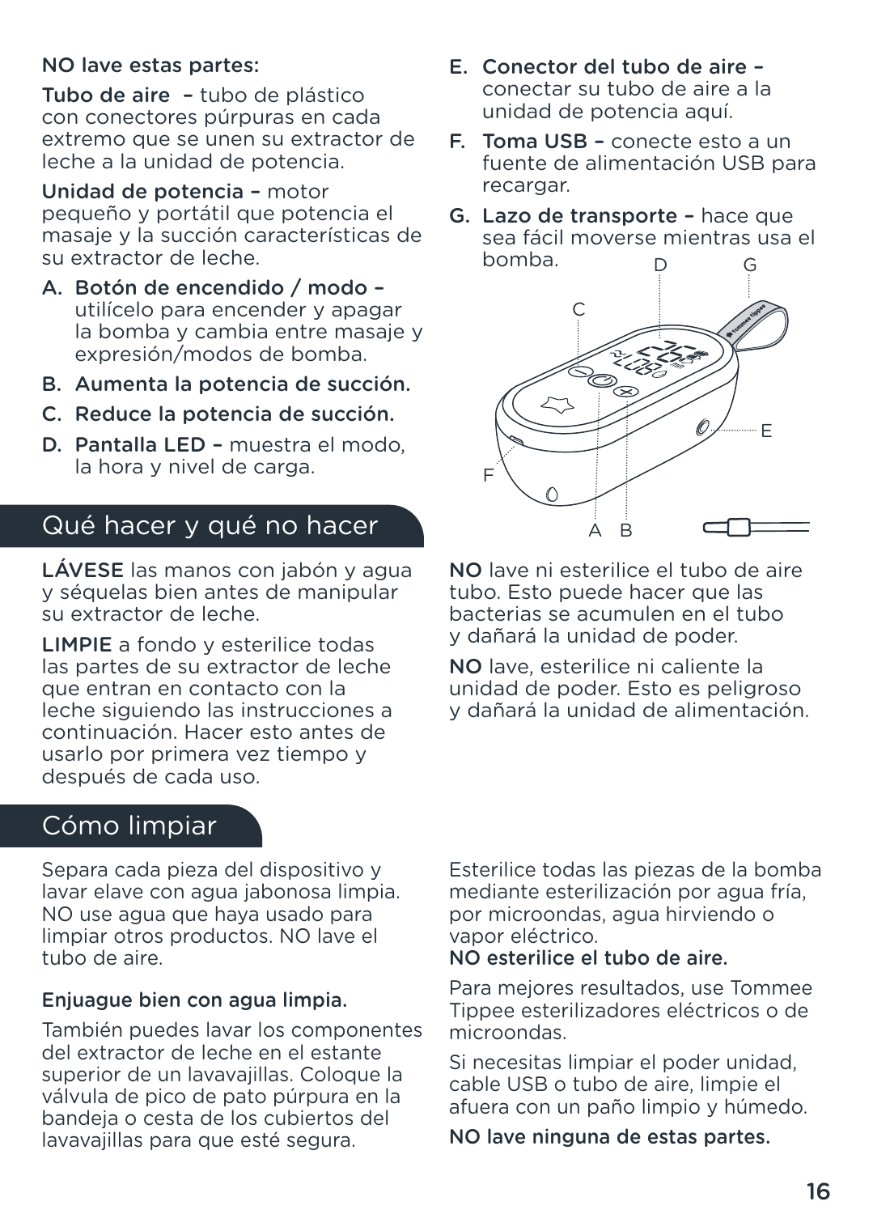NO lave estas partes:

**Tubo de aire** – tubo de plástico con conectores púrpuras en cada extremo que se unen su extractor de leche a la unidad de potencia.

**Unidad de potencia** – motor pequeño y portátil que potencia el masaje y la succión características de su extractor de leche.

A. **Botón de encendido / modo** – utilícelo para encender y apagar la bomba y cambia entre masaje y expresión/modos de bomba.
B. **Aumenta la potencia de succión.**
C. **Reduce la potencia de succión.**
D. **Pantalla LED** – muestra el modo, la hora y nivel de carga.
E. **Conector del tubo de aire** – conectar su tubo de aire a la unidad de potencia aquí.
F. **Toma USB** – conecte esto a un fuente de alimentación USB para recargar.
G. **Lazo de transporte** – hace que sea fácil moverse mientras usa el bomba.

D G C E F A B

## Qué hacer y qué no hacer

**LÁVESE** las manos con jabón y agua y séquelas bien antes de manipular su extractor de leche.

**LIMPIE** a fondo y esterilice todas las partes de su extractor de leche que entran en contacto con la leche siguiendo las instrucciones a continuación. Hacer esto antes de usarlo por primera vez tiempo y después de cada uso.

**NO** lave ni esterilice el tubo de aire tubo. Esto puede hacer que las bacterias se acumulen en el tubo y dañará la unidad de poder.

**NO** lave, esterilice ni caliente la unidad de poder. Esto es peligroso y dañará la unidad de alimentación.

## Cómo limpiar

Separa cada pieza del dispositivo y lavar elave con agua jabonosa limpia. NO use agua que haya usado para limpiar otros productos. NO lave el tubo de aire.

**Enjuague bien con agua limpia.**

También puedes lavar los componentes del extractor de leche en el estante superior de un lavavajillas. Coloque la válvula de pico de pato púrpura en la bandeja o cesta de los cubiertos del lavavajillas para que esté segura.

Esterilice todas las piezas de la bomba mediante esterilización por agua fría, por microondas, agua hirviendo o vapor eléctrico.
**NO esterilice el tubo de aire.**

Para mejores resultados, use Tommee Tippee esterilizadores eléctricos o de microondas.

Si necesitas limpiar el poder unidad, cable USB o tubo de aire, limpie el afuera con un paño limpio y húmedo.

**NO lave ninguna de estas partes.**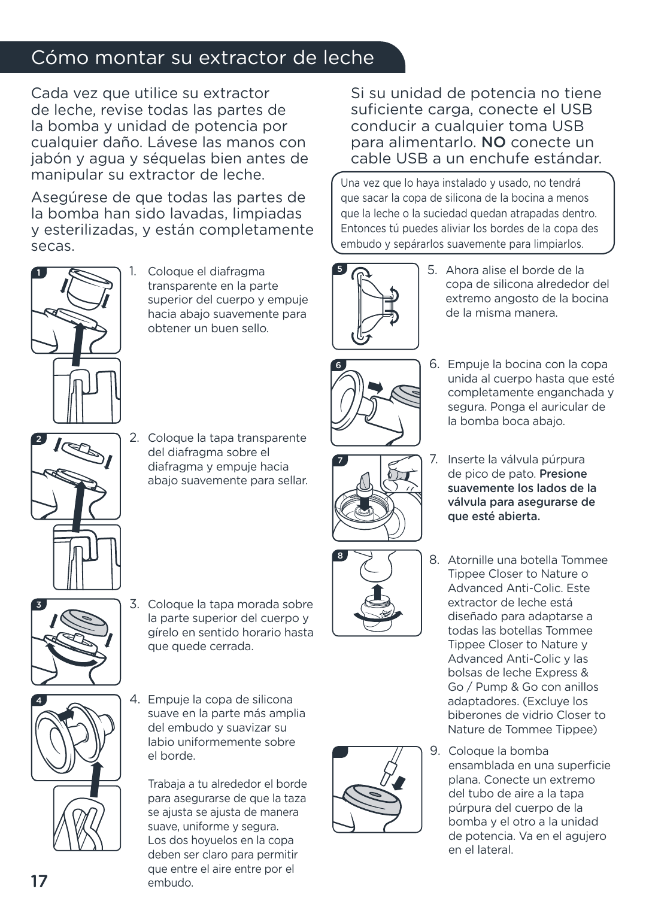# Cómo montar su extractor de leche

Cada vez que utilice su extractor de leche, revise todas las partes de la bomba y unidad de potencia por cualquier daño. Lávese las manos con jabón y agua y séquelas bien antes de manipular su extractor de leche.

Asegúrese de que todas las partes de la bomba han sido lavadas, limpiadas y esterilizadas, y están completamente secas.

1. Coloque el diafragma transparente en la parte superior del cuerpo y empuje hacia abajo suavemente para obtener un buen sello.

2. Coloque la tapa transparente del diafragma sobre el diafragma y empuje hacia abajo suavemente para sellar.

3. Coloque la tapa morada sobre la parte superior del cuerpo y gírelo en sentido horario hasta que quede cerrada.

4. Empuje la copa de silicona suave en la parte más amplia del embudo y suavizar su labio uniformemente sobre el borde.

   Trabaja a tu alrededor el borde para asegurarse de que la taza se ajusta se ajusta de manera suave, uniforme y segura. Los dos hoyuelos en la copa deben ser claro para permitir que entre el aire entre por el embudo.

Si su unidad de potencia no tiene suficiente carga, conecte el USB conducir a cualquier toma USB para alimentarlo. **NO** conecte un cable USB a un enchufe estándar.

> Una vez que lo haya instalado y usado, no tendrá que sacar la copa de silicona de la bocina a menos que la leche o la suciedad quedan atrapadas dentro. Entonces tú puedes aliviar los bordes de la copa des embudo y separarlos suavemente para limpiarlos.

5. Ahora alise el borde de la copa de silicona alrededor del extremo angosto de la bocina de la misma manera.

6. Empuje la bocina con la copa unida al cuerpo hasta que esté completamente enganchada y segura. Ponga el auricular de la bomba boca abajo.

7. Inserte la válvula púrpura de pico de pato. **Presione suavemente los lados de la válvula para asegurarse de que esté abierta.**

8. Atornille una botella Tommee Tippee Closer to Nature o Advanced Anti-Colic. Este extractor de leche está diseñado para adaptarse a todas las botellas Tommee Tippee Closer to Nature y Advanced Anti-Colic y las bolsas de leche Express & Go / Pump & Go con anillos adaptadores. (Excluye los biberones de vidrio Closer to Nature de Tommee Tippee)

9. Coloque la bomba ensamblada en una superficie plana. Conecte un extremo del tubo de aire a la tapa púrpura del cuerpo de la bomba y el otro a la unidad de potencia. Va en el agujero en el lateral.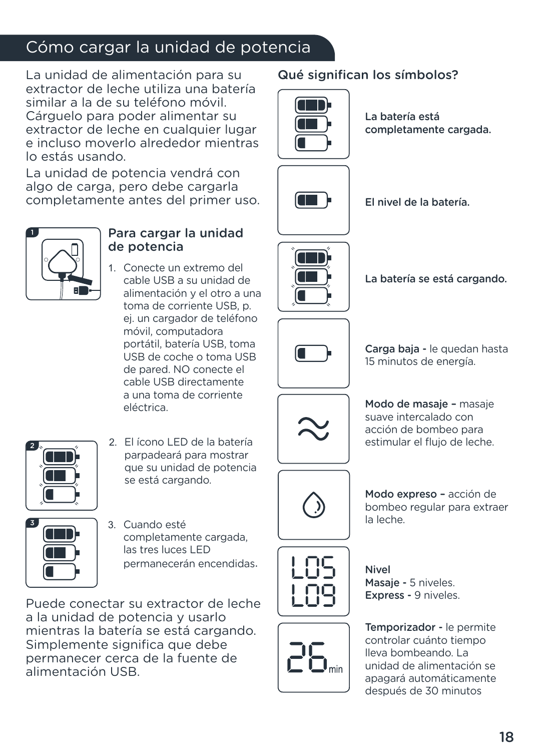# Cómo cargar la unidad de potencia

La unidad de alimentación para su extractor de leche utiliza una batería similar a la de su teléfono móvil. Cárguelo para poder alimentar su extractor de leche en cualquier lugar e incluso moverlo alrededor mientras lo estás usando.

La unidad de potencia vendrá con algo de carga, pero debe cargarla completamente antes del primer uso.

## Para cargar la unidad de potencia

1. Conecte un extremo del cable USB a su unidad de alimentación y el otro a una toma de corriente USB, p. ej. un cargador de teléfono móvil, computadora portátil, batería USB, toma USB de coche o toma USB de pared. NO conecte el cable USB directamente a una toma de corriente eléctrica.
2. El ícono LED de la batería parpadeará para mostrar que su unidad de potencia se está cargando.
3. Cuando esté completamente cargada, las tres luces LED permanecerán encendidas.

Puede conectar su extractor de leche a la unidad de potencia y usarlo mientras la batería se está cargando. Simplemente significa que debe permanecer cerca de la fuente de alimentación USB.

## Qué significan los símbolos?

**La batería está completamente cargada.**

**El nivel de la batería.**

**La batería se está cargando.**

**Carga baja -** le quedan hasta 15 minutos de energía.

**Modo de masaje –** masaje suave intercalado con acción de bombeo para estimular el flujo de leche.

**Modo expreso –** acción de bombeo regular para extraer la leche.

L05
L09

**Nivel**
**Masaje -** 5 niveles.
**Express -** 9 niveles.

26 min

**Temporizador -** le permite controlar cuánto tiempo lleva bombeando. La unidad de alimentación se apagará automáticamente después de 30 minutos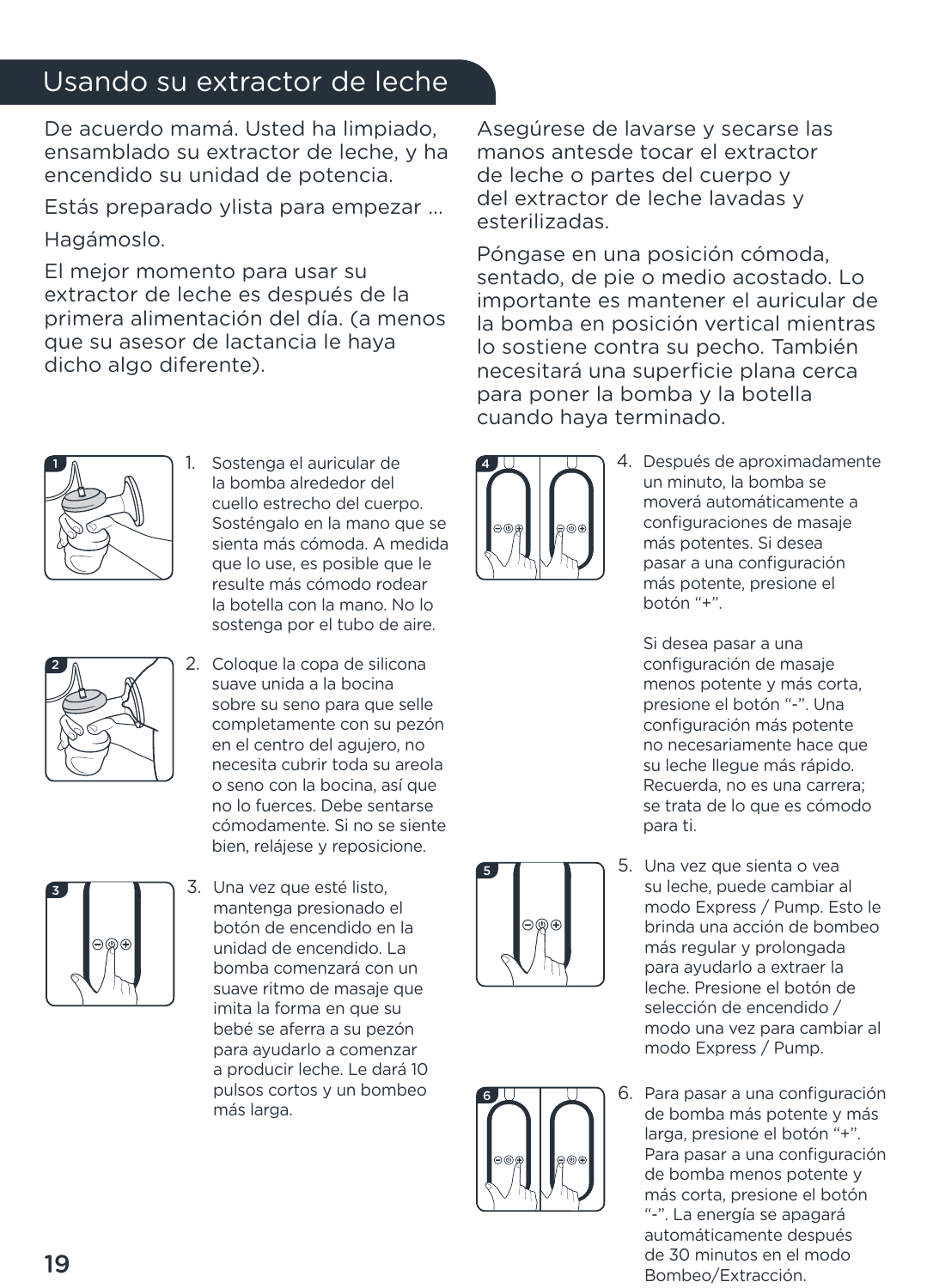# Usando su extractor de leche

De acuerdo mamá. Usted ha limpiado, ensamblado su extractor de leche, y ha encendido su unidad de potencia.

Estás preparado ylista para empezar ...

Hagámoslo.

El mejor momento para usar su extractor de leche es después de la primera alimentación del día. (a menos que su asesor de lactancia le haya dicho algo diferente).

Asegúrese de lavarse y secarse las manos antesde tocar el extractor de leche o partes del cuerpo y del extractor de leche lavadas y esterilizadas.

Póngase en una posición cómoda, sentado, de pie o medio acostado. Lo importante es mantener el auricular de la bomba en posición vertical mientras lo sostiene contra su pecho. También necesitará una superficie plana cerca para poner la bomba y la botella cuando haya terminado.

1. Sostenga el auricular de la bomba alrededor del cuello estrecho del cuerpo. Sosténgalo en la mano que se sienta más cómoda. A medida que lo use, es posible que le resulte más cómodo rodear la botella con la mano. No lo sostenga por el tubo de aire.

2. Coloque la copa de silicona suave unida a la bocina sobre su seno para que selle completamente con su pezón en el centro del agujero, no necesita cubrir toda su areola o seno con la bocina, así que no lo fuerces. Debe sentarse cómodamente. Si no se siente bien, relájese y reposicione.

3. Una vez que esté listo, mantenga presionado el botón de encendido en la unidad de encendido. La bomba comenzará con un suave ritmo de masaje que imita la forma en que su bebé se aferra a su pezón para ayudarlo a comenzar a producir leche. Le dará 10 pulsos cortos y un bombeo más larga.

4. Después de aproximadamente un minuto, la bomba se moverá automáticamente a configuraciones de masaje más potentes. Si desea pasar a una configuración más potente, presione el botón "+".

   Si desea pasar a una configuración de masaje menos potente y más corta, presione el botón "-". Una configuración más potente no necesariamente hace que su leche llegue más rápido. Recuerda, no es una carrera; se trata de lo que es cómodo para ti.

5. Una vez que sienta o vea su leche, puede cambiar al modo Express / Pump. Esto le brinda una acción de bombeo más regular y prolongada para ayudarlo a extraer la leche. Presione el botón de selección de encendido / modo una vez para cambiar al modo Express / Pump.

6. Para pasar a una configuración de bomba más potente y más larga, presione el botón "+". Para pasar a una configuración de bomba menos potente y más corta, presione el botón "-". La energía se apagará automáticamente después de 30 minutos en el modo Bombeo/Extracción.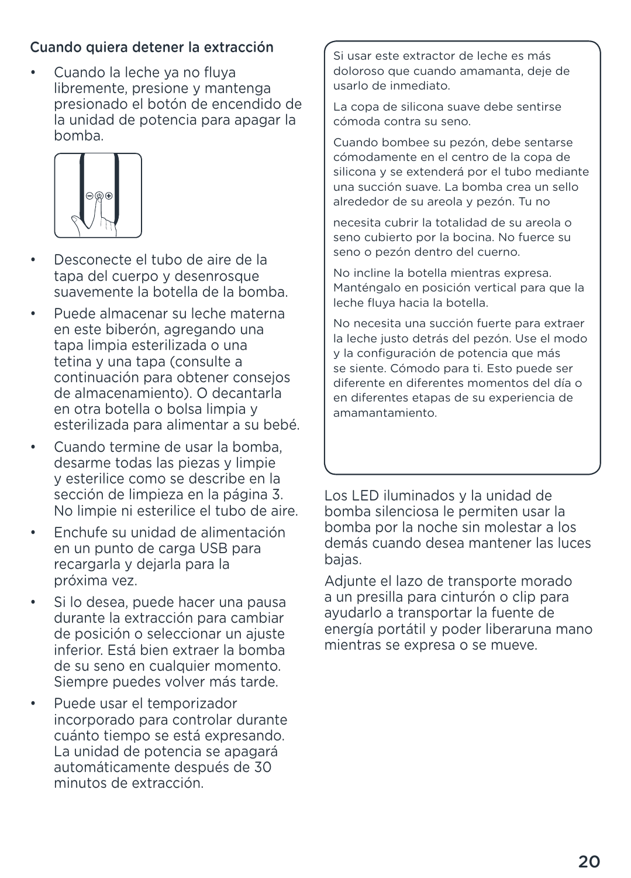## Cuando quiera detener la extracción

- Cuando la leche ya no fluya libremente, presione y mantenga presionado el botón de encendido de la unidad de potencia para apagar la bomba.
- Desconecte el tubo de aire de la tapa del cuerpo y desenrosque suavemente la botella de la bomba.
- Puede almacenar su leche materna en este biberón, agregando una tapa limpia esterilizada o una tetina y una tapa (consulte a continuación para obtener consejos de almacenamiento). O decantarla en otra botella o bolsa limpia y esterilizada para alimentar a su bebé.
- Cuando termine de usar la bomba, desarme todas las piezas y limpie y esterilice como se describe en la sección de limpieza en la página 3. No limpie ni esterilice el tubo de aire.
- Enchufe su unidad de alimentación en un punto de carga USB para recargarla y dejarla para la próxima vez.
- Si lo desea, puede hacer una pausa durante la extracción para cambiar de posición o seleccionar un ajuste inferior. Está bien extraer la bomba de su seno en cualquier momento. Siempre puedes volver más tarde.
- Puede usar el temporizador incorporado para controlar durante cuánto tiempo se está expresando. La unidad de potencia se apagará automáticamente después de 30 minutos de extracción.

Si usar este extractor de leche es más doloroso que cuando amamanta, deje de usarlo de inmediato.

La copa de silicona suave debe sentirse cómoda contra su seno.

Cuando bombee su pezón, debe sentarse cómodamente en el centro de la copa de silicona y se extenderá por el tubo mediante una succión suave. La bomba crea un sello alrededor de su areola y pezón. Tu no

necesita cubrir la totalidad de su areola o seno cubierto por la bocina. No fuerce su seno o pezón dentro del cuerno.

No incline la botella mientras expresa. Manténgalo en posición vertical para que la leche fluya hacia la botella.

No necesita una succión fuerte para extraer la leche justo detrás del pezón. Use el modo y la configuración de potencia que más se siente. Cómodo para ti. Esto puede ser diferente en diferentes momentos del día o en diferentes etapas de su experiencia de amamantamiento.

Los LED iluminados y la unidad de bomba silenciosa le permiten usar la bomba por la noche sin molestar a los demás cuando desea mantener las luces bajas.

Adjunte el lazo de transporte morado a un presilla para cinturón o clip para ayudarlo a transportar la fuente de energía portátil y poder liberaruna mano mientras se expresa o se mueve.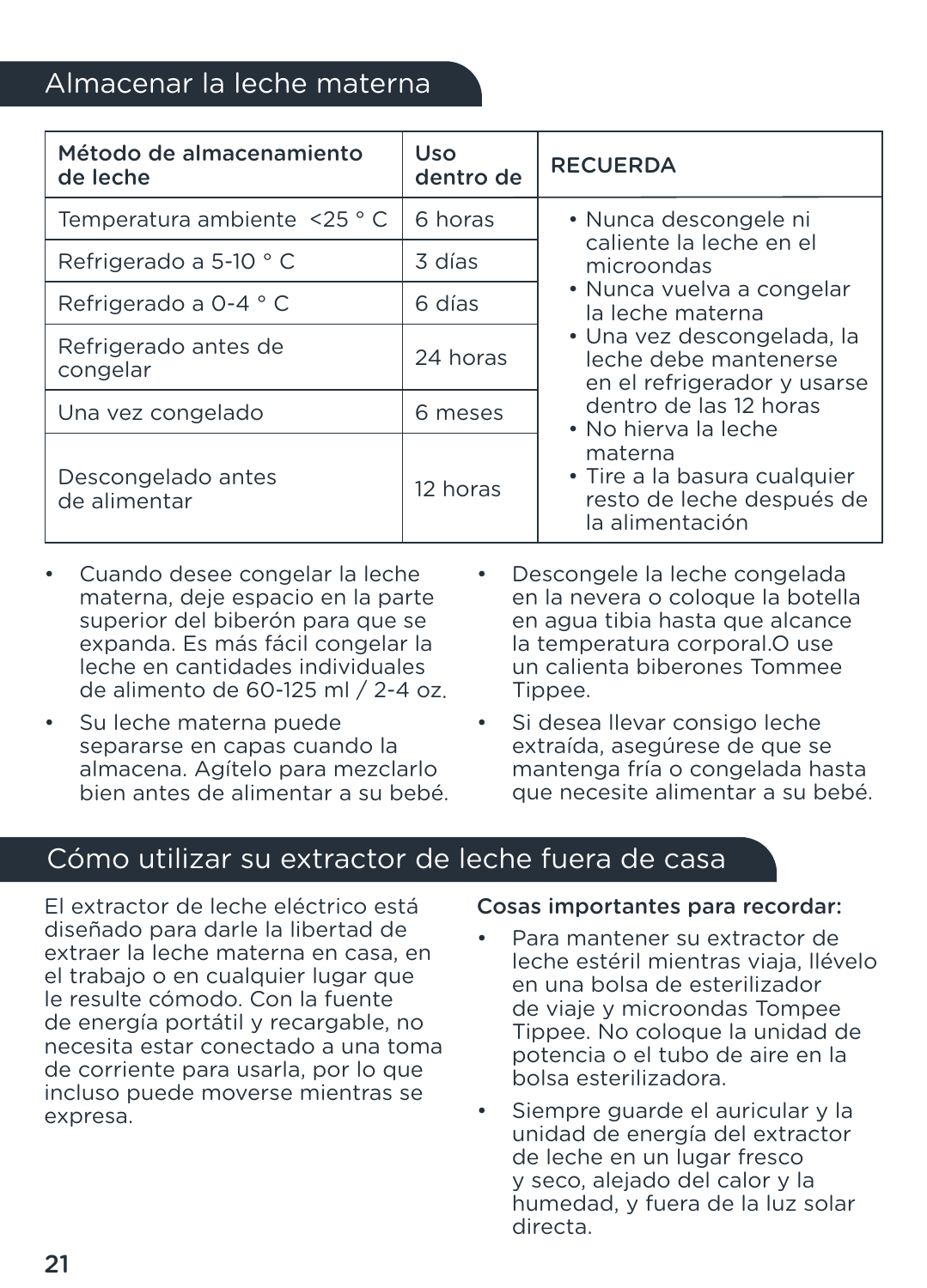## Almacenar la leche materna

| Método de almacenamiento de leche | Uso dentro de | RECUERDA |
|---|---|---|
| Temperatura ambiente <25 ° C | 6 horas | • Nunca descongele ni caliente la leche en el microondas<br>• Nunca vuelva a congelar la leche materna<br>• Una vez descongelada, la leche debe mantenerse en el refrigerador y usarse dentro de las 12 horas<br>• No hierva la leche materna<br>• Tire a la basura cualquier resto de leche después de la alimentación |
| Refrigerado a 5-10 ° C | 3 días | |
| Refrigerado a 0-4 ° C | 6 días | |
| Refrigerado antes de congelar | 24 horas | |
| Una vez congelado | 6 meses | |
| Descongelado antes de alimentar | 12 horas | |

- Cuando desee congelar la leche materna, deje espacio en la parte superior del biberón para que se expanda. Es más fácil congelar la leche en cantidades individuales de alimento de 60-125 ml / 2-4 oz.
- Su leche materna puede separarse en capas cuando la almacena. Agítelo para mezclarlo bien antes de alimentar a su bebé.
- Descongele la leche congelada en la nevera o coloque la botella en agua tibia hasta que alcance la temperatura corporal.O use un calienta biberones Tommee Tippee.
- Si desea llevar consigo leche extraída, asegúrese de que se mantenga fría o congelada hasta que necesite alimentar a su bebé.

## Cómo utilizar su extractor de leche fuera de casa

El extractor de leche eléctrico está diseñado para darle la libertad de extraer la leche materna en casa, en el trabajo o en cualquier lugar que le resulte cómodo. Con la fuente de energía portátil y recargable, no necesita estar conectado a una toma de corriente para usarla, por lo que incluso puede moverse mientras se expresa.

**Cosas importantes para recordar:**

- Para mantener su extractor de leche estéril mientras viaja, llévelo en una bolsa de esterilizador de viaje y microondas Tompee Tippee. No coloque la unidad de potencia o el tubo de aire en la bolsa esterilizadora.
- Siempre guarde el auricular y la unidad de energía del extractor de leche en un lugar fresco y seco, alejado del calor y la humedad, y fuera de la luz solar directa.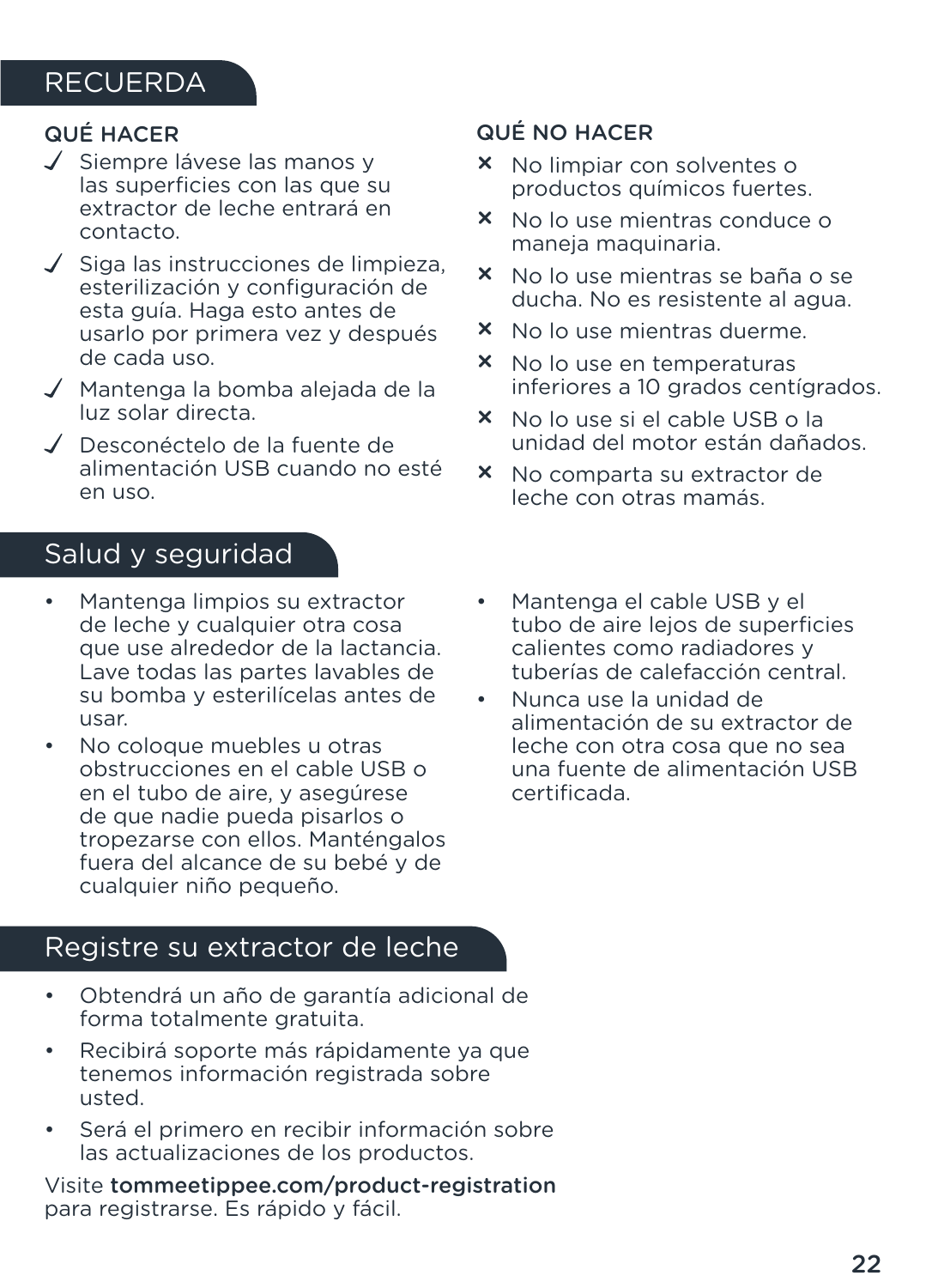## RECUERDA

### QUÉ HACER

- ✓ Siempre lávese las manos y las superficies con las que su extractor de leche entrará en contacto.
- ✓ Siga las instrucciones de limpieza, esterilización y configuración de esta guía. Haga esto antes de usarlo por primera vez y después de cada uso.
- ✓ Mantenga la bomba alejada de la luz solar directa.
- ✓ Desconéctelo de la fuente de alimentación USB cuando no esté en uso.

### QUÉ NO HACER

- × No limpiar con solventes o productos químicos fuertes.
- × No lo use mientras conduce o maneja maquinaria.
- × No lo use mientras se baña o se ducha. No es resistente al agua.
- × No lo use mientras duerme.
- × No lo use en temperaturas inferiores a 10 grados centígrados.
- × No lo use si el cable USB o la unidad del motor están dañados.
- × No comparta su extractor de leche con otras mamás.

## Salud y seguridad

- Mantenga limpios su extractor de leche y cualquier otra cosa que use alrededor de la lactancia. Lave todas las partes lavables de su bomba y esterilícelas antes de usar.
- No coloque muebles u otras obstrucciones en el cable USB o en el tubo de aire, y asegúrese de que nadie pueda pisarlos o tropezarse con ellos. Manténgalos fuera del alcance de su bebé y de cualquier niño pequeño.
- Mantenga el cable USB y el tubo de aire lejos de superficies calientes como radiadores y tuberías de calefacción central.
- Nunca use la unidad de alimentación de su extractor de leche con otra cosa que no sea una fuente de alimentación USB certificada.

## Registre su extractor de leche

- Obtendrá un año de garantía adicional de forma totalmente gratuita.
- Recibirá soporte más rápidamente ya que tenemos información registrada sobre usted.
- Será el primero en recibir información sobre las actualizaciones de los productos.

Visite **tommeetippee.com/product-registration** para registrarse. Es rápido y fácil.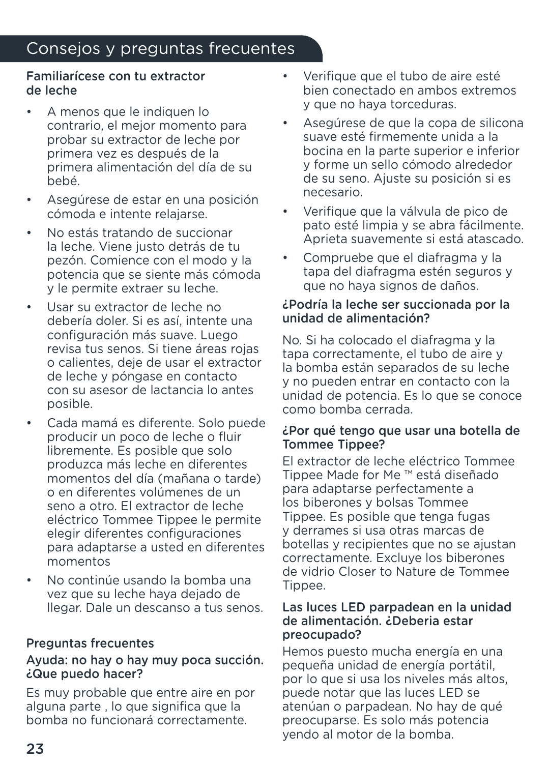# Consejos y preguntas frecuentes

## Familiarícese con tu extractor de leche

- A menos que le indiquen lo contrario, el mejor momento para probar su extractor de leche por primera vez es después de la primera alimentación del día de su bebé.
- Asegúrese de estar en una posición cómoda e intente relajarse.
- No estás tratando de succionar la leche. Viene justo detrás de tu pezón. Comience con el modo y la potencia que se siente más cómoda y le permite extraer su leche.
- Usar su extractor de leche no debería doler. Si es así, intente una configuración más suave. Luego revisa tus senos. Si tiene áreas rojas o calientes, deje de usar el extractor de leche y póngase en contacto con su asesor de lactancia lo antes posible.
- Cada mamá es diferente. Solo puede producir un poco de leche o fluir libremente. Es posible que solo produzca más leche en diferentes momentos del día (mañana o tarde) o en diferentes volúmenes de un seno a otro. El extractor de leche eléctrico Tommee Tippee le permite elegir diferentes configuraciones para adaptarse a usted en diferentes momentos
- No continúe usando la bomba una vez que su leche haya dejado de llegar. Dale un descanso a tus senos.

## Preguntas frecuentes

### Ayuda: no hay o hay muy poca succión. ¿Que puedo hacer?

Es muy probable que entre aire en por alguna parte , lo que significa que la bomba no funcionará correctamente.

- Verifique que el tubo de aire esté bien conectado en ambos extremos y que no haya torceduras.
- Asegúrese de que la copa de silicona suave esté firmemente unida a la bocina en la parte superior e inferior y forme un sello cómodo alrededor de su seno. Ajuste su posición si es necesario.
- Verifique que la válvula de pico de pato esté limpia y se abra fácilmente. Aprieta suavemente si está atascado.
- Compruebe que el diafragma y la tapa del diafragma estén seguros y que no haya signos de daños.

### ¿Podría la leche ser succionada por la unidad de alimentación?

No. Si ha colocado el diafragma y la tapa correctamente, el tubo de aire y la bomba están separados de su leche y no pueden entrar en contacto con la unidad de potencia. Es lo que se conoce como bomba cerrada.

### ¿Por qué tengo que usar una botella de Tommee Tippee?

El extractor de leche eléctrico Tommee Tippee Made for Me ™ está diseñado para adaptarse perfectamente a los biberones y bolsas Tommee Tippee. Es posible que tenga fugas y derrames si usa otras marcas de botellas y recipientes que no se ajustan correctamente. Excluye los biberones de vidrio Closer to Nature de Tommee Tippee.

### Las luces LED parpadean en la unidad de alimentación. ¿Deberia estar preocupado?

Hemos puesto mucha energía en una pequeña unidad de energía portátil, por lo que si usa los niveles más altos, puede notar que las luces LED se atenúan o parpadean. No hay de qué preocuparse. Es solo más potencia yendo al motor de la bomba.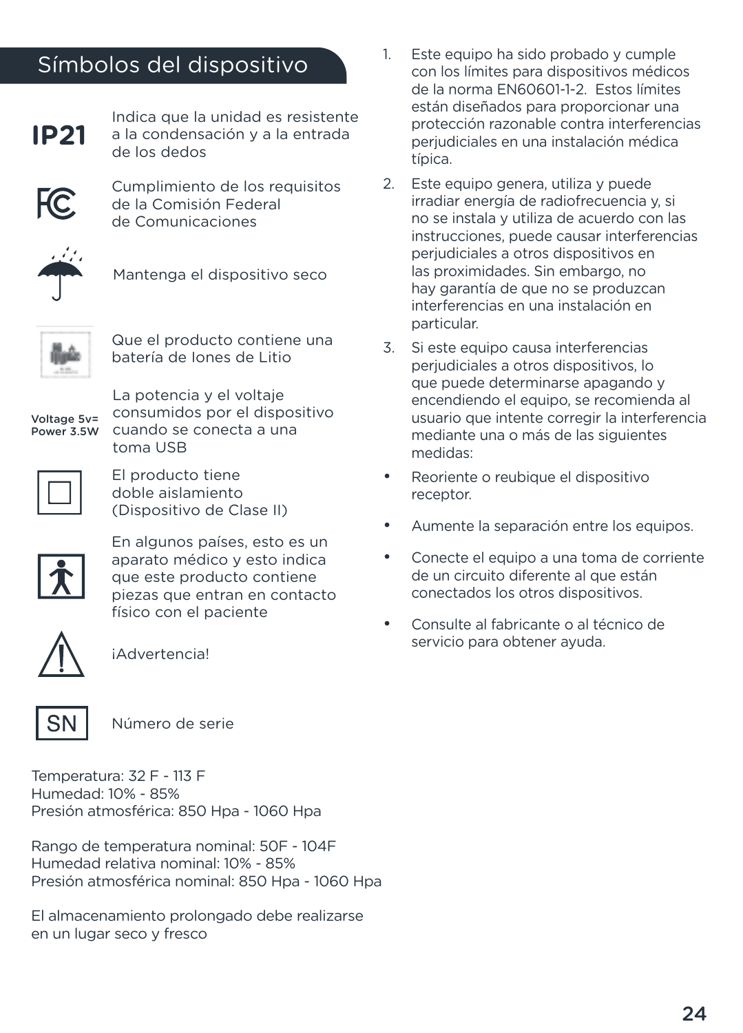## Símbolos del dispositivo

| Símbolo | Descripción |
| --- | --- |
| IP21 | Indica que la unidad es resistente a la condensación y a la entrada de los dedos |
| FC | Cumplimiento de los requisitos de la Comisión Federal de Comunicaciones |
| | Mantenga el dispositivo seco |
| | Que el producto contiene una batería de Iones de Litio |
| Voltage 5v= Power 3.5W | La potencia y el voltaje consumidos por el dispositivo cuando se conecta a una toma USB |
| | El producto tiene doble aislamiento (Dispositivo de Clase II) |
| | En algunos países, esto es un aparato médico y esto indica que este producto contiene piezas que entran en contacto físico con el paciente |
| | ¡Advertencia! |
| SN | Número de serie |

Temperatura: 32 F - 113 F
Humedad: 10% - 85%
Presión atmosférica: 850 Hpa - 1060 Hpa

Rango de temperatura nominal: 50F - 104F
Humedad relativa nominal: 10% - 85%
Presión atmosférica nominal: 850 Hpa - 1060 Hpa

El almacenamiento prolongado debe realizarse en un lugar seco y fresco

1. Este equipo ha sido probado y cumple con los límites para dispositivos médicos de la norma EN60601-1-2. Estos límites están diseñados para proporcionar una protección razonable contra interferencias perjudiciales en una instalación médica típica.
2. Este equipo genera, utiliza y puede irradiar energía de radiofrecuencia y, si no se instala y utiliza de acuerdo con las instrucciones, puede causar interferencias perjudiciales a otros dispositivos en las proximidades. Sin embargo, no hay garantía de que no se produzcan interferencias en una instalación en particular.
3. Si este equipo causa interferencias perjudiciales a otros dispositivos, lo que puede determinarse apagando y encendiendo el equipo, se recomienda al usuario que intente corregir la interferencia mediante una o más de las siguientes medidas:

- Reoriente o reubique el dispositivo receptor.
- Aumente la separación entre los equipos.
- Conecte el equipo a una toma de corriente de un circuito diferente al que están conectados los otros dispositivos.
- Consulte al fabricante o al técnico de servicio para obtener ayuda.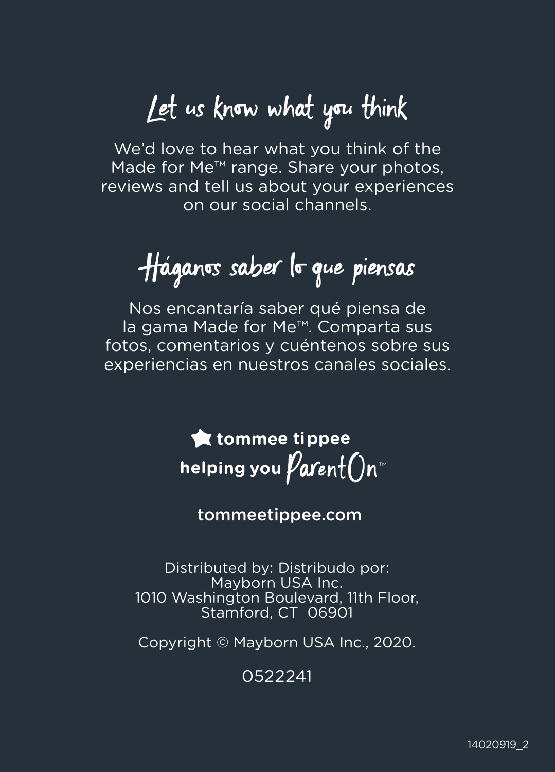# Let us know what you think

We'd love to hear what you think of the Made for Me™ range. Share your photos, reviews and tell us about your experiences on our social channels.

# Háganos saber lo que piensas

Nos encantaría saber qué piensa de la gama Made for Me™. Comparta sus fotos, comentarios y cuéntenos sobre sus experiencias en nuestros canales sociales.

**tommee tippee**
**helping you** ParentOn™

**tommeetippee.com**

Distributed by: Distribudo por:
Mayborn USA Inc.
1010 Washington Boulevard, 11th Floor,
Stamford, CT 06901

Copyright © Mayborn USA Inc., 2020.

0522241

14020919_2